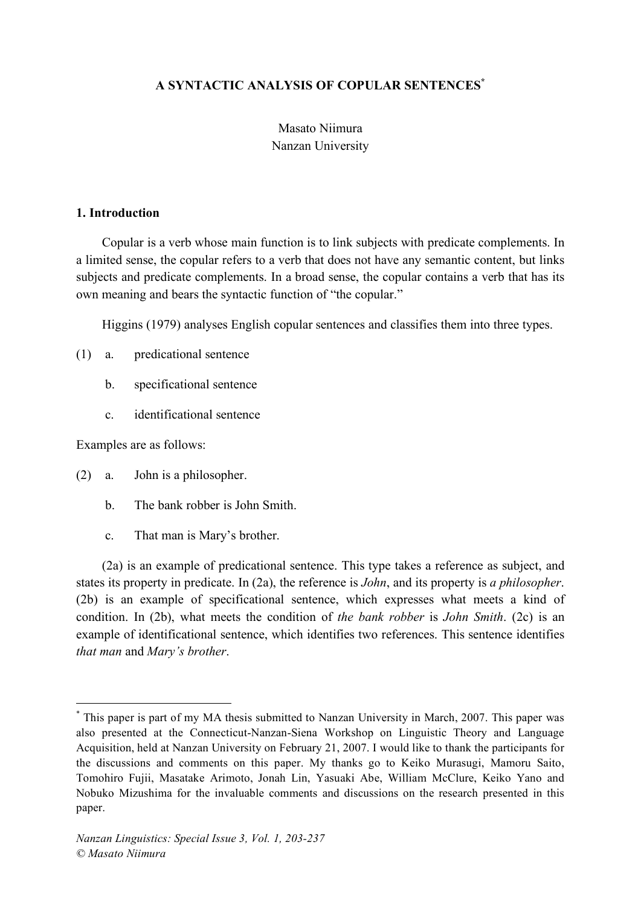# A SYNTACTIC ANALYSIS OF COPULAR SENTENCES[*]

Masato Niimura
Nanzan University

## 1. Introduction

Copular is a verb whose main function is to link subjects with predicate complements. In a limited sense, the copular refers to a verb that does not have any semantic content, but links subjects and predicate complements. In a broad sense, the copular contains a verb that has its own meaning and bears the syntactic function of "the copular."

Higgins (1979) analyses English copular sentences and classifies them into three types.

(1) a. predicational sentence

b. specificational sentence

c. identificational sentence

Examples are as follows:

(2) a. John is a philosopher.

b. The bank robber is John Smith.

c. That man is Mary's brother.

(2a) is an example of predicational sentence. This type takes a reference as subject, and states its property in predicate. In (2a), the reference is *John*, and its property is *a philosopher*. (2b) is an example of specificational sentence, which expresses what meets a kind of condition. In (2b), what meets the condition of *the bank robber* is *John Smith*. (2c) is an example of identificational sentence, which identifies two references. This sentence identifies *that man* and *Mary's brother*.

---

[*] This paper is part of my MA thesis submitted to Nanzan University in March, 2007. This paper was also presented at the Connecticut-Nanzan-Siena Workshop on Linguistic Theory and Language Acquisition, held at Nanzan University on February 21, 2007. I would like to thank the participants for the discussions and comments on this paper. My thanks go to Keiko Murasugi, Mamoru Saito, Tomohiro Fujii, Masatake Arimoto, Jonah Lin, Yasuaki Abe, William McClure, Keiko Yano and Nobuko Mizushima for the invaluable comments and discussions on the research presented in this paper.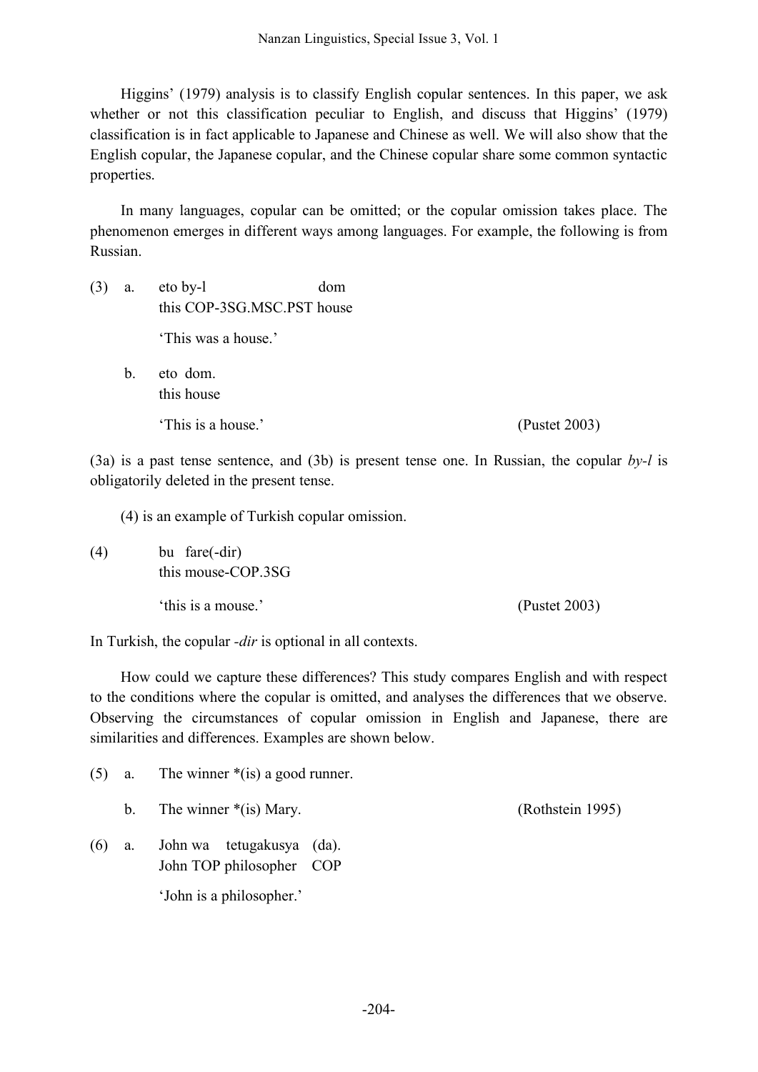Higgins' (1979) analysis is to classify English copular sentences. In this paper, we ask whether or not this classification peculiar to English, and discuss that Higgins' (1979) classification is in fact applicable to Japanese and Chinese as well. We will also show that the English copular, the Japanese copular, and the Chinese copular share some common syntactic properties.

In many languages, copular can be omitted; or the copular omission takes place. The phenomenon emerges in different ways among languages. For example, the following is from Russian.

(3) a. eto by-l dom
this COP-3SG.MSC.PST house

'This was a house.'

b. eto dom.
this house

'This is a house.' (Pustet 2003)

(3a) is a past tense sentence, and (3b) is present tense one. In Russian, the copular *by-l* is obligatorily deleted in the present tense.

(4) is an example of Turkish copular omission.

(4) bu fare(-dir)
this mouse-COP.3SG

'this is a mouse.' (Pustet 2003)

In Turkish, the copular *-dir* is optional in all contexts.

How could we capture these differences? This study compares English and with respect to the conditions where the copular is omitted, and analyses the differences that we observe. Observing the circumstances of copular omission in English and Japanese, there are similarities and differences. Examples are shown below.

(5) a. The winner *(is) a good runner.

b. The winner *(is) Mary. (Rothstein 1995)

(6) a. John wa tetugakusya (da).
John TOP philosopher COP

'John is a philosopher.'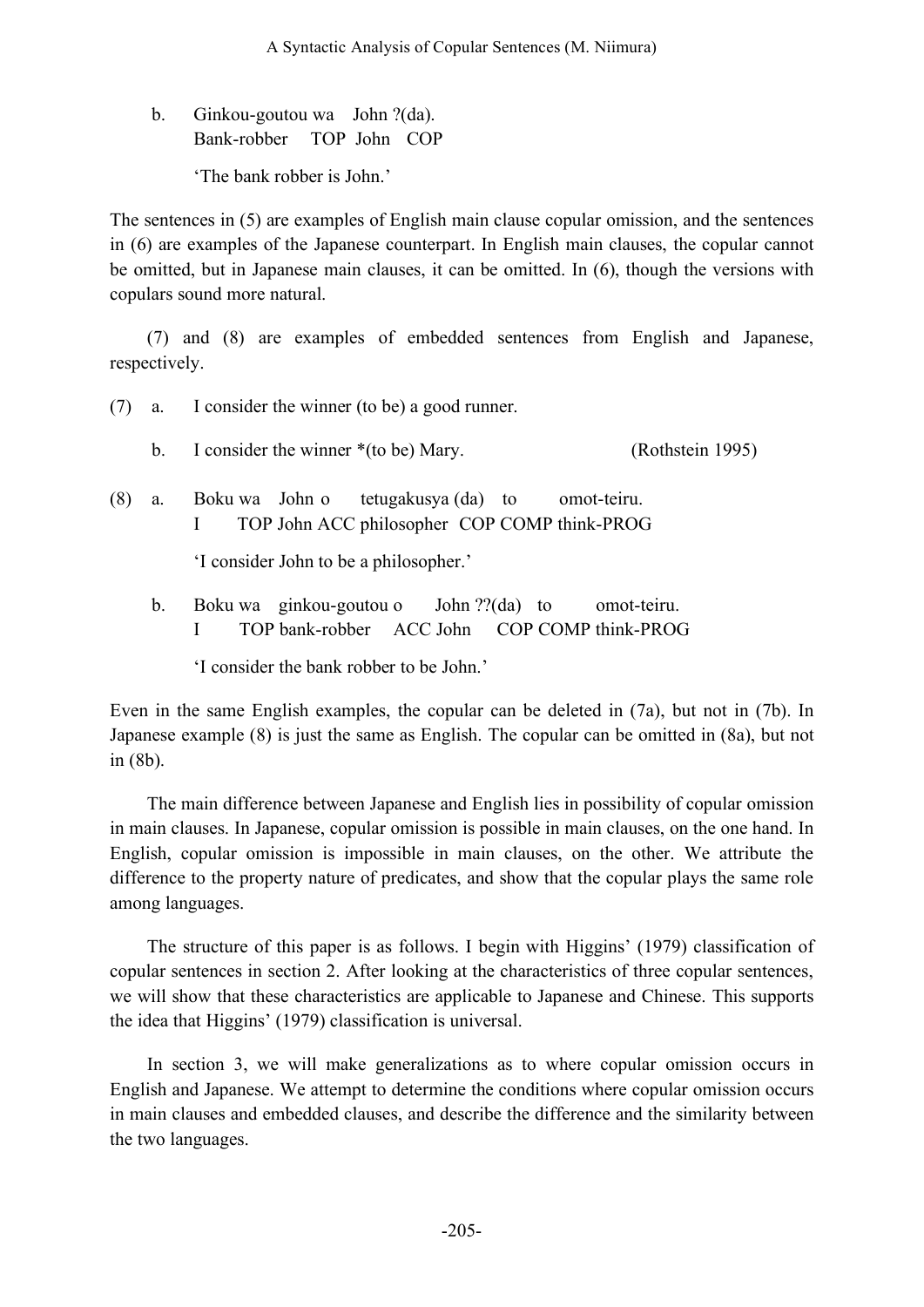b. Ginkou-goutou wa John ?(da).
   Bank-robber TOP John COP

   'The bank robber is John.'

The sentences in (5) are examples of English main clause copular omission, and the sentences in (6) are examples of the Japanese counterpart. In English main clauses, the copular cannot be omitted, but in Japanese main clauses, it can be omitted. In (6), though the versions with copulars sound more natural.

(7) and (8) are examples of embedded sentences from English and Japanese, respectively.

(7) a. I consider the winner (to be) a good runner.

    b. I consider the winner *(to be) Mary. (Rothstein 1995)

(8) a. Boku wa John o tetugakusya (da) to omot-teiru.
       I TOP John ACC philosopher COP COMP think-PROG

       'I consider John to be a philosopher.'

    b. Boku wa ginkou-goutou o John ??(da) to omot-teiru.
       I TOP bank-robber ACC John COP COMP think-PROG

       'I consider the bank robber to be John.'

Even in the same English examples, the copular can be deleted in (7a), but not in (7b). In Japanese example (8) is just the same as English. The copular can be omitted in (8a), but not in (8b).

The main difference between Japanese and English lies in possibility of copular omission in main clauses. In Japanese, copular omission is possible in main clauses, on the one hand. In English, copular omission is impossible in main clauses, on the other. We attribute the difference to the property nature of predicates, and show that the copular plays the same role among languages.

The structure of this paper is as follows. I begin with Higgins' (1979) classification of copular sentences in section 2. After looking at the characteristics of three copular sentences, we will show that these characteristics are applicable to Japanese and Chinese. This supports the idea that Higgins' (1979) classification is universal.

In section 3, we will make generalizations as to where copular omission occurs in English and Japanese. We attempt to determine the conditions where copular omission occurs in main clauses and embedded clauses, and describe the difference and the similarity between the two languages.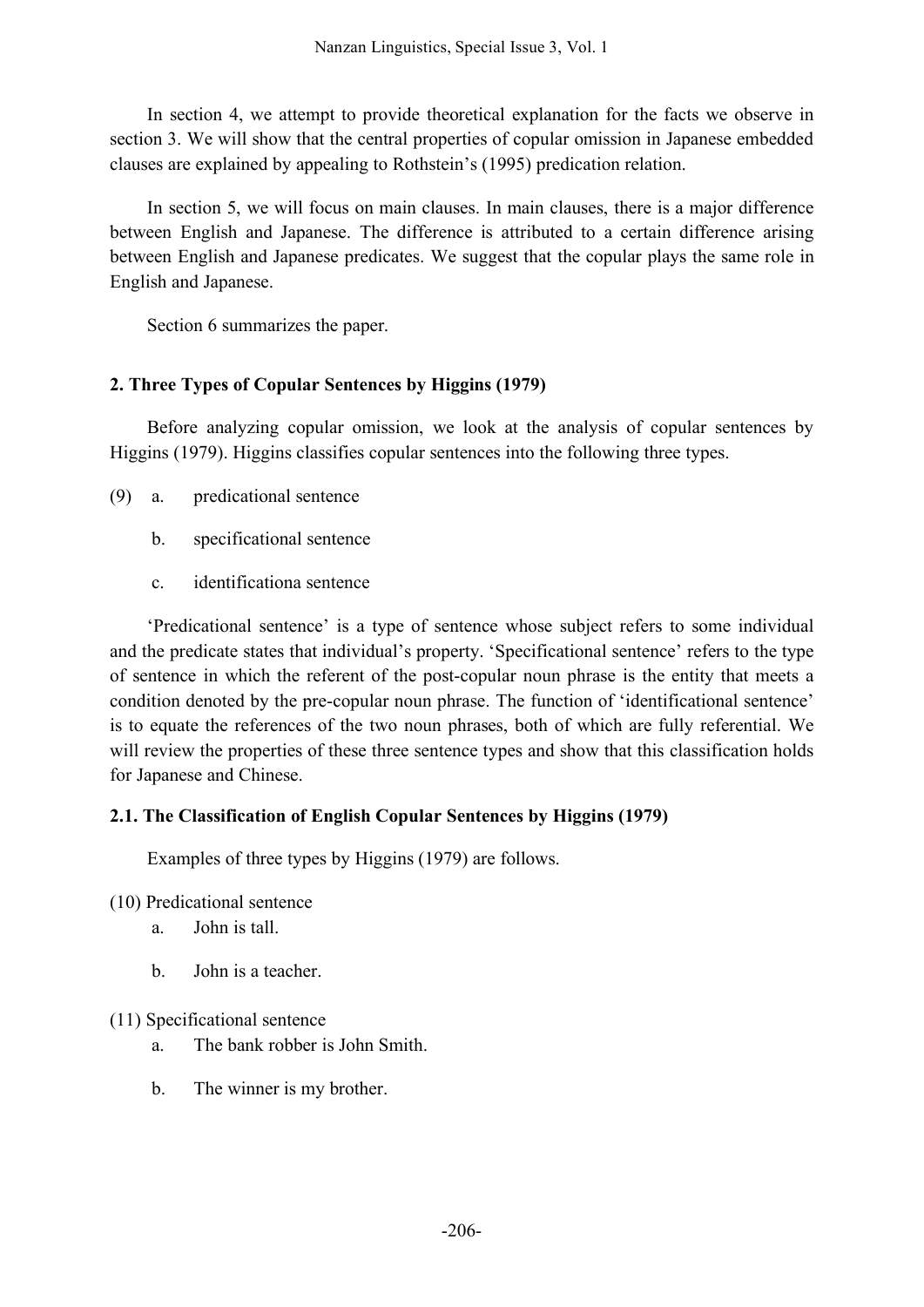In section 4, we attempt to provide theoretical explanation for the facts we observe in section 3. We will show that the central properties of copular omission in Japanese embedded clauses are explained by appealing to Rothstein's (1995) predication relation.

In section 5, we will focus on main clauses. In main clauses, there is a major difference between English and Japanese. The difference is attributed to a certain difference arising between English and Japanese predicates. We suggest that the copular plays the same role in English and Japanese.

Section 6 summarizes the paper.

## 2. Three Types of Copular Sentences by Higgins (1979)

Before analyzing copular omission, we look at the analysis of copular sentences by Higgins (1979). Higgins classifies copular sentences into the following three types.

(9) a. predicational sentence

b. specificational sentence

c. identificationa sentence

'Predicational sentence' is a type of sentence whose subject refers to some individual and the predicate states that individual's property. 'Specificational sentence' refers to the type of sentence in which the referent of the post-copular noun phrase is the entity that meets a condition denoted by the pre-copular noun phrase. The function of 'identificational sentence' is to equate the references of the two noun phrases, both of which are fully referential. We will review the properties of these three sentence types and show that this classification holds for Japanese and Chinese.

### 2.1. The Classification of English Copular Sentences by Higgins (1979)

Examples of three types by Higgins (1979) are follows.

(10) Predicational sentence

a. John is tall.

b. John is a teacher.

(11) Specificational sentence

a. The bank robber is John Smith.

b. The winner is my brother.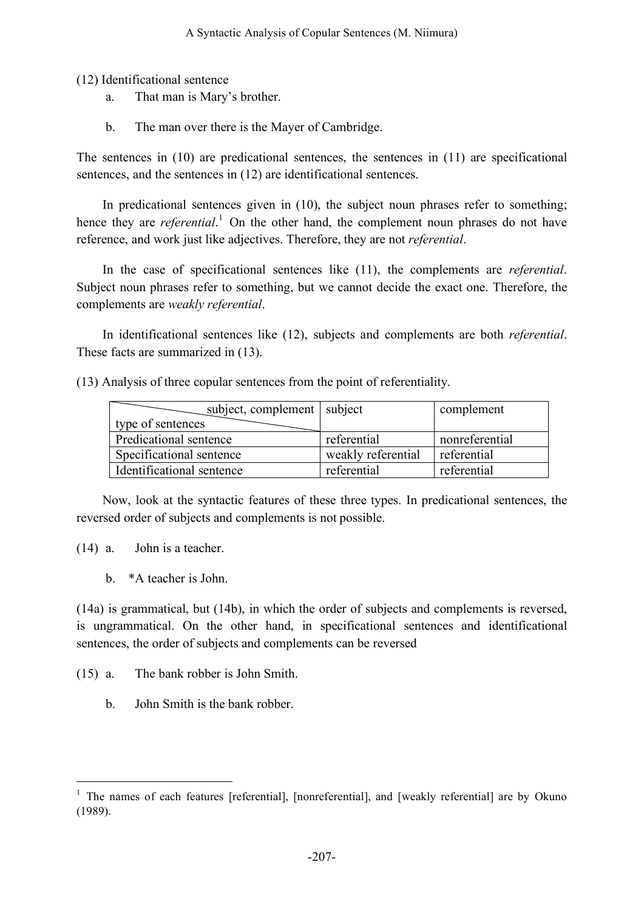(12) Identificational sentence

a. That man is Mary's brother.

b. The man over there is the Mayer of Cambridge.

The sentences in (10) are predicational sentences, the sentences in (11) are specificational sentences, and the sentences in (12) are identificational sentences.

In predicational sentences given in (10), the subject noun phrases refer to something; hence they are *referential*.[1] On the other hand, the complement noun phrases do not have reference, and work just like adjectives. Therefore, they are not *referential*.

In the case of specificational sentences like (11), the complements are *referential*. Subject noun phrases refer to something, but we cannot decide the exact one. Therefore, the complements are *weakly referential*.

In identificational sentences like (12), subjects and complements are both *referential*. These facts are summarized in (13).

(13) Analysis of three copular sentences from the point of referentiality.

| subject, complement / type of sentences | subject | complement |
|---|---|---|
| Predicational sentence | referential | nonreferential |
| Specificational sentence | weakly referential | referential |
| Identificational sentence | referential | referential |

Now, look at the syntactic features of these three types. In predicational sentences, the reversed order of subjects and complements is not possible.

(14) a. John is a teacher.

b. *A teacher is John.

(14a) is grammatical, but (14b), in which the order of subjects and complements is reversed, is ungrammatical. On the other hand, in specificational sentences and identificational sentences, the order of subjects and complements can be reversed

(15) a. The bank robber is John Smith.

b. John Smith is the bank robber.

---

[1] The names of each features [referential], [nonreferential], and [weakly referential] are by Okuno (1989).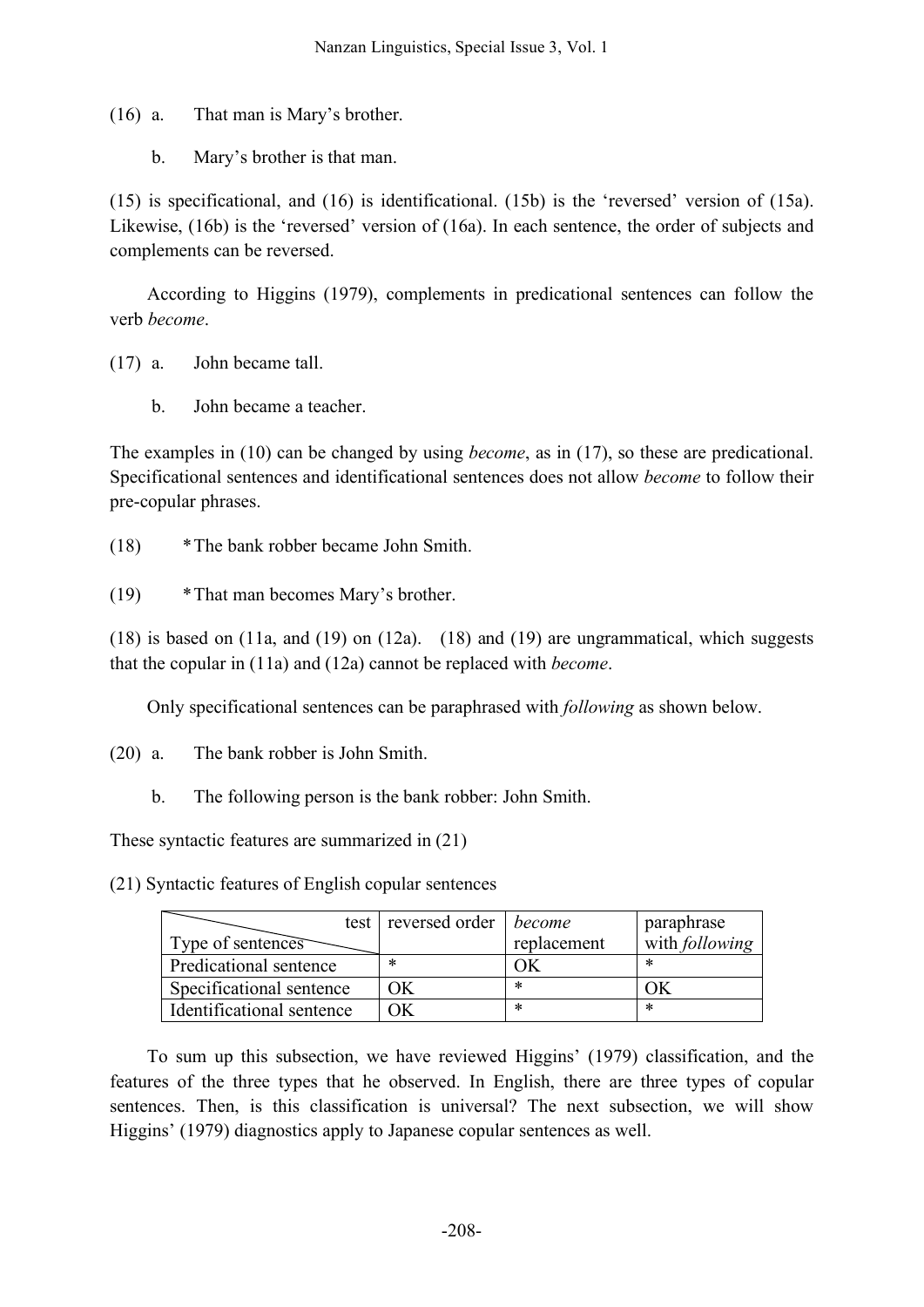(16) a. That man is Mary's brother.

b. Mary's brother is that man.

(15) is specificational, and (16) is identificational. (15b) is the 'reversed' version of (15a). Likewise, (16b) is the 'reversed' version of (16a). In each sentence, the order of subjects and complements can be reversed.

According to Higgins (1979), complements in predicational sentences can follow the verb *become*.

(17) a. John became tall.

b. John became a teacher.

The examples in (10) can be changed by using *become*, as in (17), so these are predicational. Specificational sentences and identificational sentences does not allow *become* to follow their pre-copular phrases.

(18) *The bank robber became John Smith.

(19) *That man becomes Mary's brother.

(18) is based on (11a, and (19) on (12a). (18) and (19) are ungrammatical, which suggests that the copular in (11a) and (12a) cannot be replaced with *become*.

Only specificational sentences can be paraphrased with *following* as shown below.

(20) a. The bank robber is John Smith.

b. The following person is the bank robber: John Smith.

These syntactic features are summarized in (21)

(21) Syntactic features of English copular sentences

| test / Type of sentences | reversed order | *become* replacement | paraphrase with *following* |
|---|---|---|---|
| Predicational sentence | * | OK | * |
| Specificational sentence | OK | * | OK |
| Identificational sentence | OK | * | * |

To sum up this subsection, we have reviewed Higgins' (1979) classification, and the features of the three types that he observed. In English, there are three types of copular sentences. Then, is this classification is universal? The next subsection, we will show Higgins' (1979) diagnostics apply to Japanese copular sentences as well.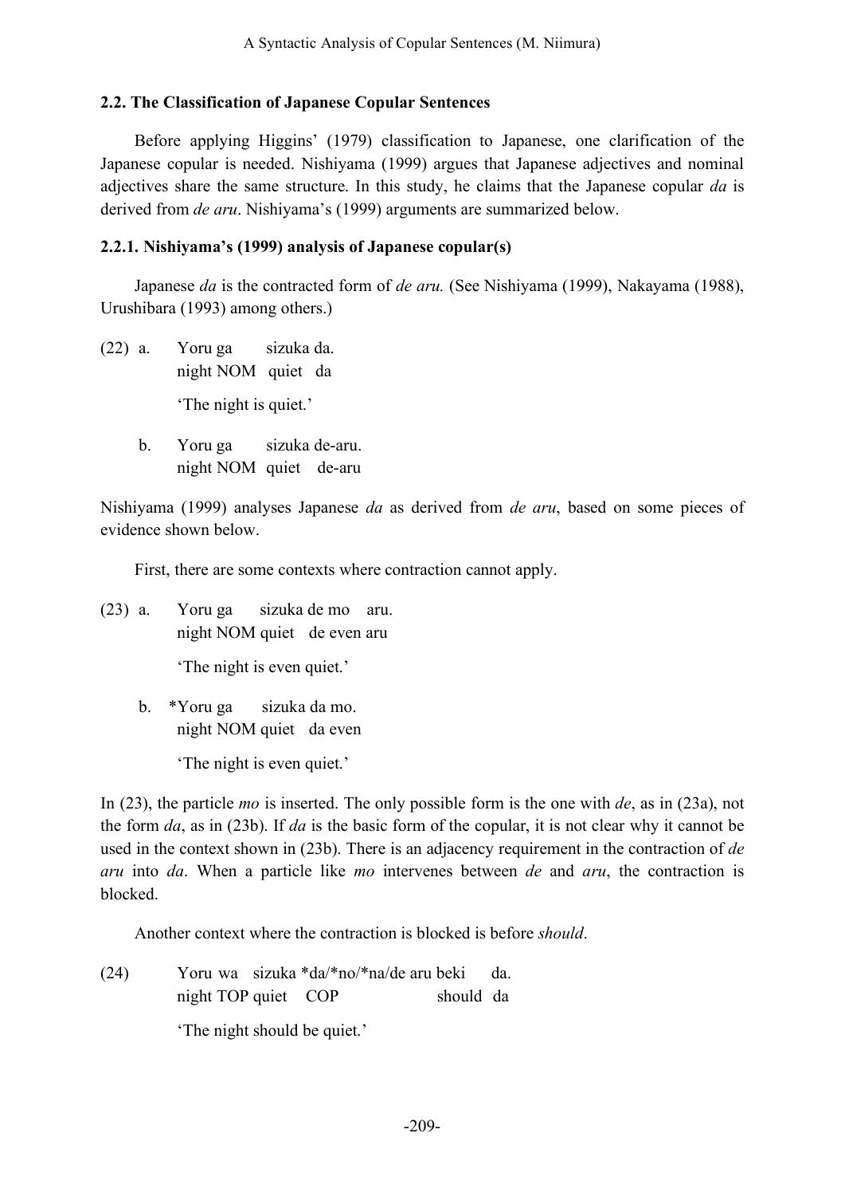## 2.2. The Classification of Japanese Copular Sentences

Before applying Higgins' (1979) classification to Japanese, one clarification of the Japanese copular is needed. Nishiyama (1999) argues that Japanese adjectives and nominal adjectives share the same structure. In this study, he claims that the Japanese copular *da* is derived from *de aru*. Nishiyama's (1999) arguments are summarized below.

### 2.2.1. Nishiyama's (1999) analysis of Japanese copular(s)

Japanese *da* is the contracted form of *de aru.* (See Nishiyama (1999), Nakayama (1988), Urushibara (1993) among others.)

(22) a. Yoru ga sizuka da.
  night NOM quiet da
  'The night is quiet.'

 b. Yoru ga sizuka de-aru.
  night NOM quiet de-aru

Nishiyama (1999) analyses Japanese *da* as derived from *de aru*, based on some pieces of evidence shown below.

First, there are some contexts where contraction cannot apply.

(23) a. Yoru ga sizuka de mo aru.
  night NOM quiet de even aru
  'The night is even quiet.'

 b. *Yoru ga sizuka da mo.
  night NOM quiet da even
  'The night is even quiet.'

In (23), the particle *mo* is inserted. The only possible form is the one with *de*, as in (23a), not the form *da*, as in (23b). If *da* is the basic form of the copular, it is not clear why it cannot be used in the context shown in (23b). There is an adjacency requirement in the contraction of *de aru* into *da*. When a particle like *mo* intervenes between *de* and *aru*, the contraction is blocked.

Another context where the contraction is blocked is before *should*.

(24) Yoru wa sizuka *da/*no/*na/de aru beki da.
  night TOP quiet COP should da
  'The night should be quiet.'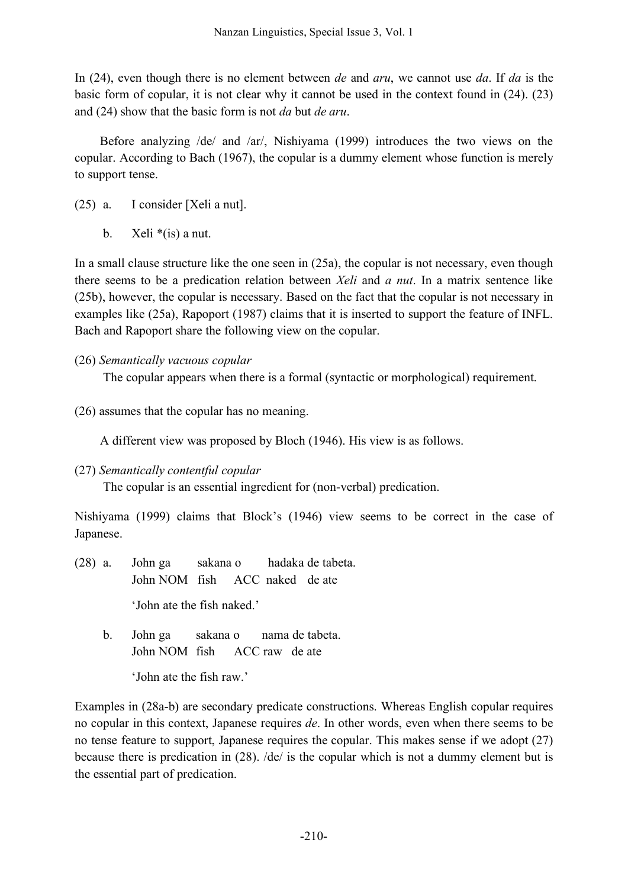In (24), even though there is no element between *de* and *aru*, we cannot use *da*. If *da* is the basic form of copular, it is not clear why it cannot be used in the context found in (24). (23) and (24) show that the basic form is not *da* but *de aru*.

Before analyzing /de/ and /ar/, Nishiyama (1999) introduces the two views on the copular. According to Bach (1967), the copular is a dummy element whose function is merely to support tense.

(25) a. I consider [Xeli a nut].

b. Xeli *(is) a nut.

In a small clause structure like the one seen in (25a), the copular is not necessary, even though there seems to be a predication relation between *Xeli* and *a nut*. In a matrix sentence like (25b), however, the copular is necessary. Based on the fact that the copular is not necessary in examples like (25a), Rapoport (1987) claims that it is inserted to support the feature of INFL. Bach and Rapoport share the following view on the copular.

(26) *Semantically vacuous copular*
The copular appears when there is a formal (syntactic or morphological) requirement.

(26) assumes that the copular has no meaning.

A different view was proposed by Bloch (1946). His view is as follows.

(27) *Semantically contentful copular*
The copular is an essential ingredient for (non-verbal) predication.

Nishiyama (1999) claims that Block's (1946) view seems to be correct in the case of Japanese.

(28) a. John ga sakana o hadaka de tabeta.
John NOM fish ACC naked de ate

'John ate the fish naked.'

b. John ga sakana o nama de tabeta.
John NOM fish ACC raw de ate

'John ate the fish raw.'

Examples in (28a-b) are secondary predicate constructions. Whereas English copular requires no copular in this context, Japanese requires *de*. In other words, even when there seems to be no tense feature to support, Japanese requires the copular. This makes sense if we adopt (27) because there is predication in (28). /de/ is the copular which is not a dummy element but is the essential part of predication.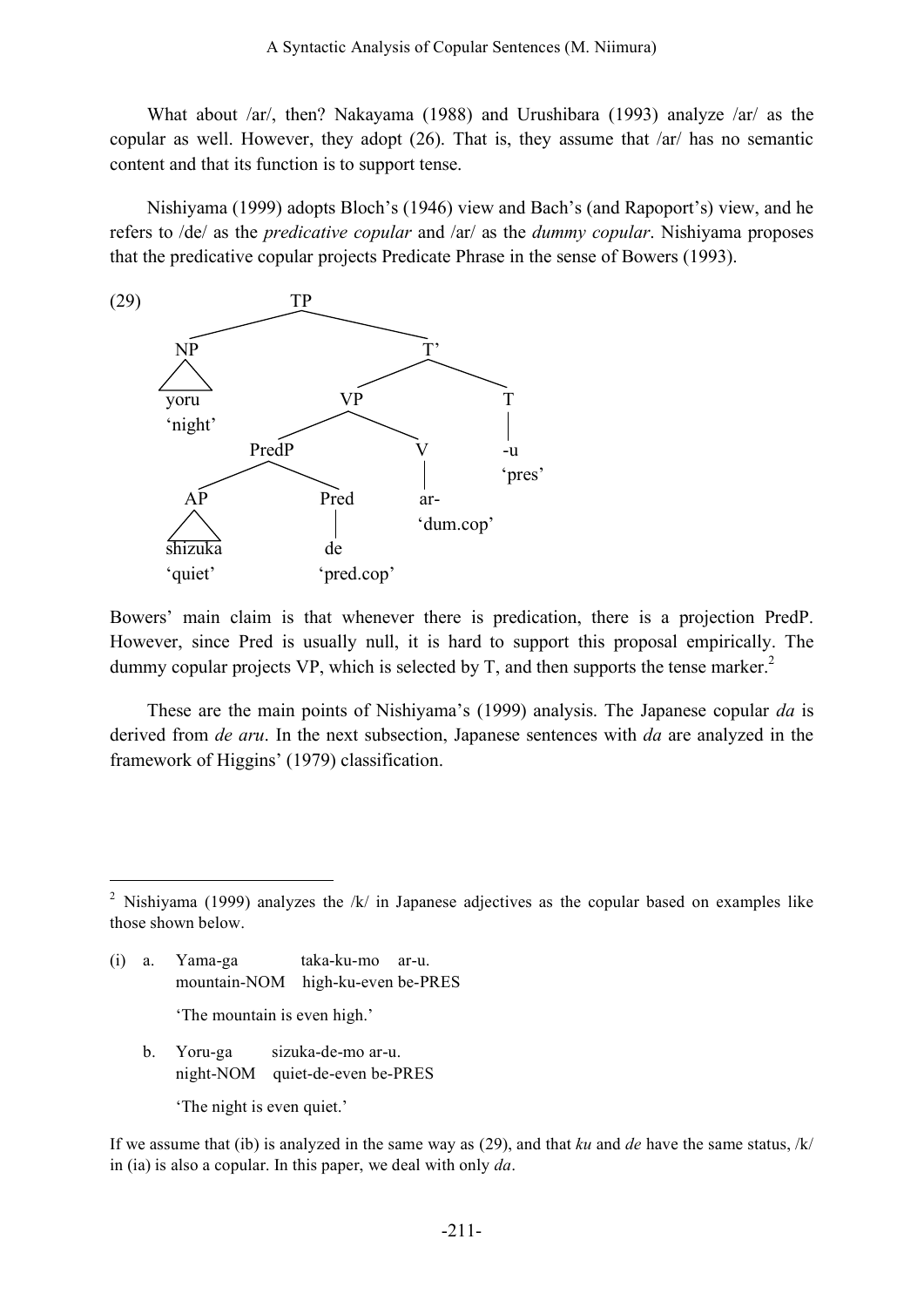What about /ar/, then? Nakayama (1988) and Urushibara (1993) analyze /ar/ as the copular as well. However, they adopt (26). That is, they assume that /ar/ has no semantic content and that its function is to support tense.

Nishiyama (1999) adopts Bloch's (1946) view and Bach's (and Rapoport's) view, and he refers to /de/ as the *predicative copular* and /ar/ as the *dummy copular*. Nishiyama proposes that the predicative copular projects Predicate Phrase in the sense of Bowers (1993).

```
(29)                TP
                  /    \
               NP        T'
               /\       /   \
            yoru      VP      T
           'night'   /  \     |
                 PredP    V   -u
                 /   \    |   'pres'
               AP    Pred ar-
               /\     |   'dum.cop'
           shizuka   de
           'quiet'  'pred.cop'
```

Bowers' main claim is that whenever there is predication, there is a projection PredP. However, since Pred is usually null, it is hard to support this proposal empirically. The dummy copular projects VP, which is selected by T, and then supports the tense marker.[2]

These are the main points of Nishiyama's (1999) analysis. The Japanese copular *da* is derived from *de aru*. In the next subsection, Japanese sentences with *da* are analyzed in the framework of Higgins' (1979) classification.

---

[2] Nishiyama (1999) analyzes the /k/ in Japanese adjectives as the copular based on examples like those shown below.

(i) a. Yama-ga &nbsp;&nbsp;&nbsp;&nbsp; taka-ku-mo &nbsp; ar-u.
mountain-NOM &nbsp; high-ku-even be-PRES
'The mountain is even high.'

b. Yoru-ga &nbsp;&nbsp; sizuka-de-mo ar-u.
night-NOM &nbsp; quiet-de-even be-PRES
'The night is even quiet.'

If we assume that (ib) is analyzed in the same way as (29), and that *ku* and *de* have the same status, /k/ in (ia) is also a copular. In this paper, we deal with only *da*.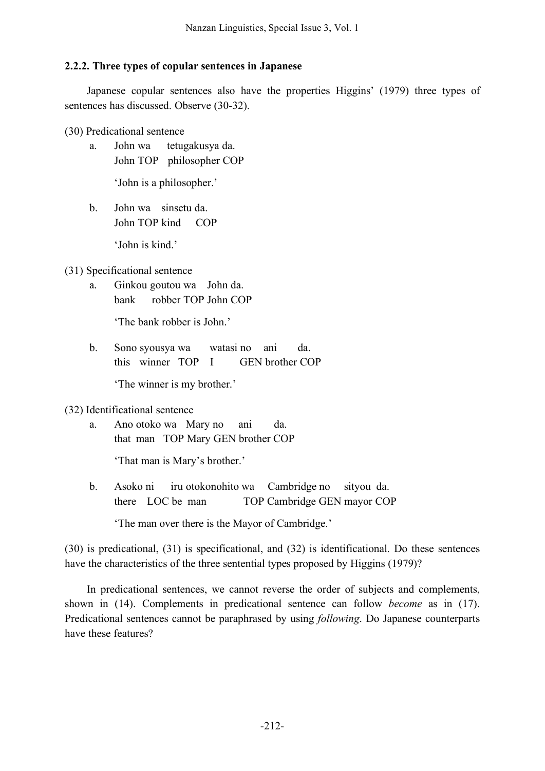### 2.2.2. Three types of copular sentences in Japanese

Japanese copular sentences also have the properties Higgins' (1979) three types of sentences has discussed. Observe (30-32).

(30) Predicational sentence

a. John wa tetugakusya da.
   John TOP philosopher COP

   'John is a philosopher.'

b. John wa sinsetu da.
   John TOP kind COP

   'John is kind.'

(31) Specificational sentence

a. Ginkou goutou wa John da.
   bank robber TOP John COP

   'The bank robber is John.'

b. Sono syousya wa watasi no ani da.
   this winner TOP I GEN brother COP

   'The winner is my brother.'

(32) Identificational sentence

a. Ano otoko wa Mary no ani da.
   that man TOP Mary GEN brother COP

   'That man is Mary's brother.'

b. Asoko ni iru otokonohito wa Cambridge no sityou da.
   there LOC be man TOP Cambridge GEN mayor COP

   'The man over there is the Mayor of Cambridge.'

(30) is predicational, (31) is specificational, and (32) is identificational. Do these sentences have the characteristics of the three sentential types proposed by Higgins (1979)?

In predicational sentences, we cannot reverse the order of subjects and complements, shown in (14). Complements in predicational sentence can follow *become* as in (17). Predicational sentences cannot be paraphrased by using *following*. Do Japanese counterparts have these features?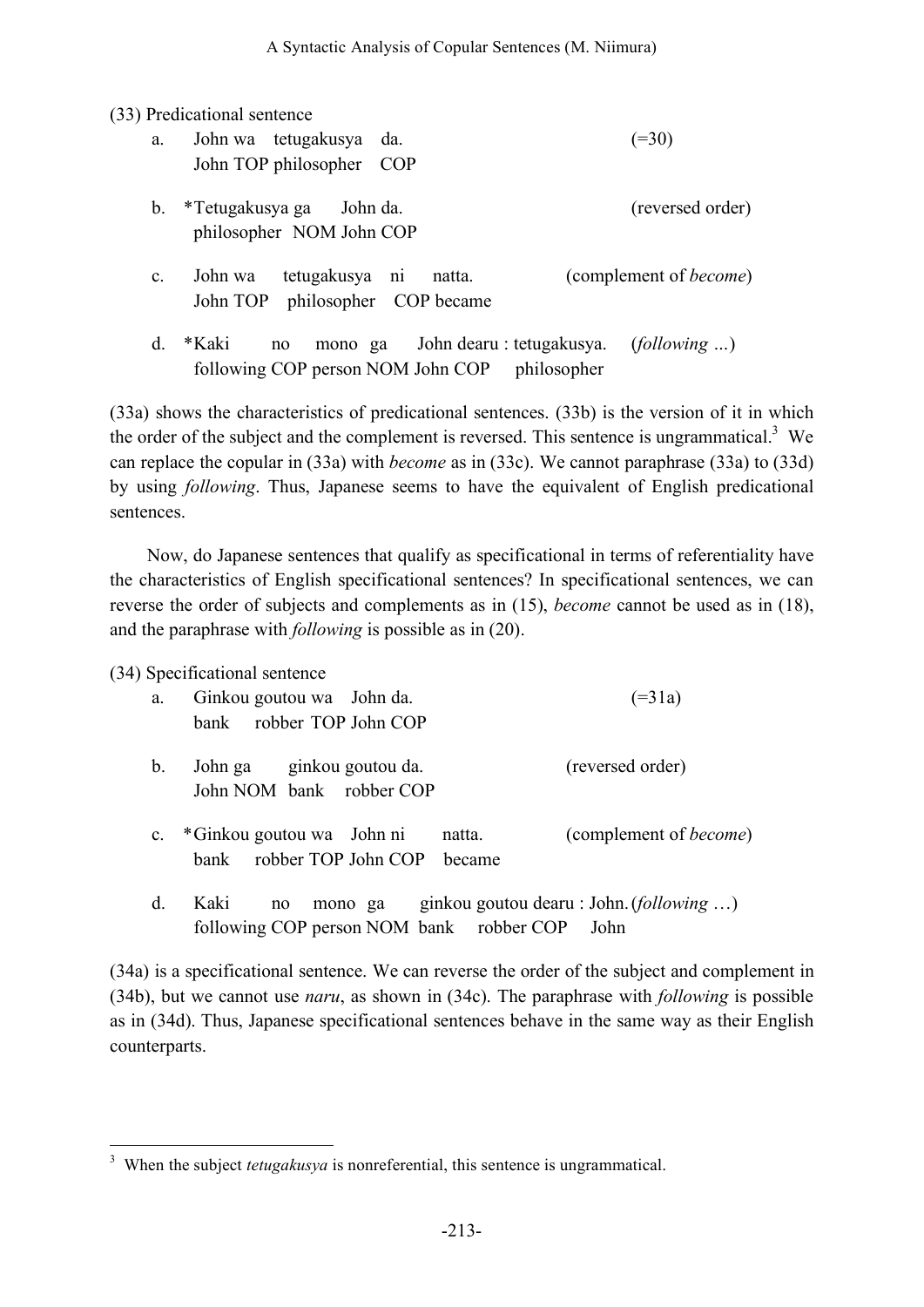(33) Predicational sentence

a. John wa tetugakusya da. (=30)
   John TOP philosopher COP

b. *Tetugakusya ga John da. (reversed order)
   philosopher NOM John COP

c. John wa tetugakusya ni natta. (complement of *become*)
   John TOP philosopher COP became

d. *Kaki no mono ga John dearu : tetugakusya. (*following* ...)
   following COP person NOM John COP philosopher

(33a) shows the characteristics of predicational sentences. (33b) is the version of it in which the order of the subject and the complement is reversed. This sentence is ungrammatical.[3] We can replace the copular in (33a) with *become* as in (33c). We cannot paraphrase (33a) to (33d) by using *following*. Thus, Japanese seems to have the equivalent of English predicational sentences.

Now, do Japanese sentences that qualify as specificational in terms of referentiality have the characteristics of English specificational sentences? In specificational sentences, we can reverse the order of subjects and complements as in (15), *become* cannot be used as in (18), and the paraphrase with *following* is possible as in (20).

(34) Specificational sentence

a. Ginkou goutou wa John da. (=31a)
   bank robber TOP John COP

b. John ga ginkou goutou da. (reversed order)
   John NOM bank robber COP

c. *Ginkou goutou wa John ni natta. (complement of *become*)
   bank robber TOP John COP became

d. Kaki no mono ga ginkou goutou dearu : John. (*following* …)
   following COP person NOM bank robber COP John

(34a) is a specificational sentence. We can reverse the order of the subject and complement in (34b), but we cannot use *naru*, as shown in (34c). The paraphrase with *following* is possible as in (34d). Thus, Japanese specificational sentences behave in the same way as their English counterparts.

[3] When the subject *tetugakusya* is nonreferential, this sentence is ungrammatical.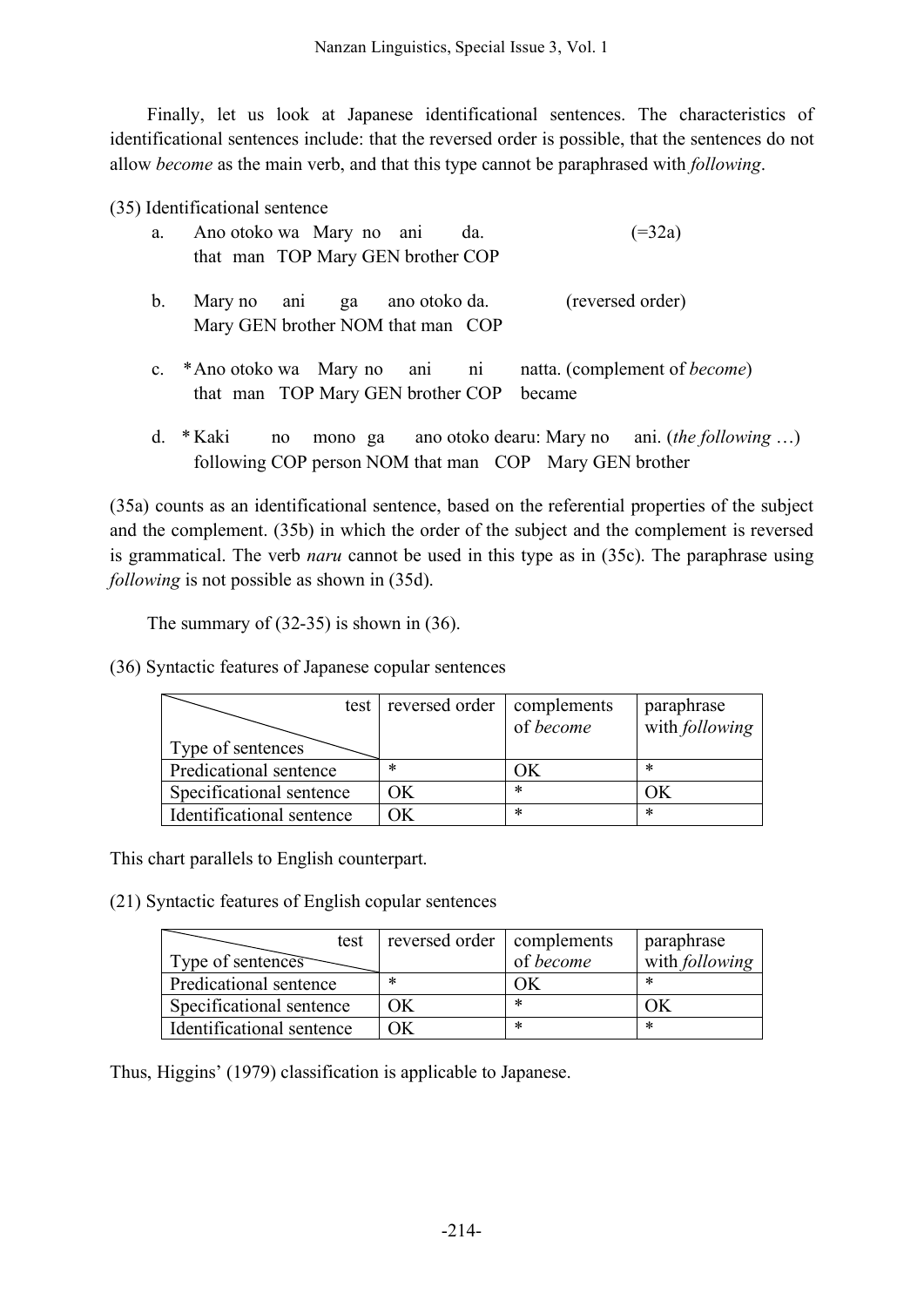Finally, let us look at Japanese identificational sentences. The characteristics of identificational sentences include: that the reversed order is possible, that the sentences do not allow *become* as the main verb, and that this type cannot be paraphrased with *following*.

(35) Identificational sentence

a. Ano otoko wa Mary no ani da. (=32a)
   that man TOP Mary GEN brother COP

b. Mary no ani ga ano otoko da. (reversed order)
   Mary GEN brother NOM that man COP

c. *Ano otoko wa Mary no ani ni natta. (complement of *become*)
   that man TOP Mary GEN brother COP became

d. *Kaki no mono ga ano otoko dearu: Mary no ani. (*the following* …)
   following COP person NOM that man COP Mary GEN brother

(35a) counts as an identificational sentence, based on the referential properties of the subject and the complement. (35b) in which the order of the subject and the complement is reversed is grammatical. The verb *naru* cannot be used in this type as in (35c). The paraphrase using *following* is not possible as shown in (35d).

The summary of (32-35) is shown in (36).

(36) Syntactic features of Japanese copular sentences

| test / Type of sentences | reversed order | complements of *become* | paraphrase with *following* |
|---|---|---|---|
| Predicational sentence | * | OK | * |
| Specificational sentence | OK | * | OK |
| Identificational sentence | OK | * | * |

This chart parallels to English counterpart.

(21) Syntactic features of English copular sentences

| test / Type of sentences | reversed order | complements of *become* | paraphrase with *following* |
|---|---|---|---|
| Predicational sentence | * | OK | * |
| Specificational sentence | OK | * | OK |
| Identificational sentence | OK | * | * |

Thus, Higgins' (1979) classification is applicable to Japanese.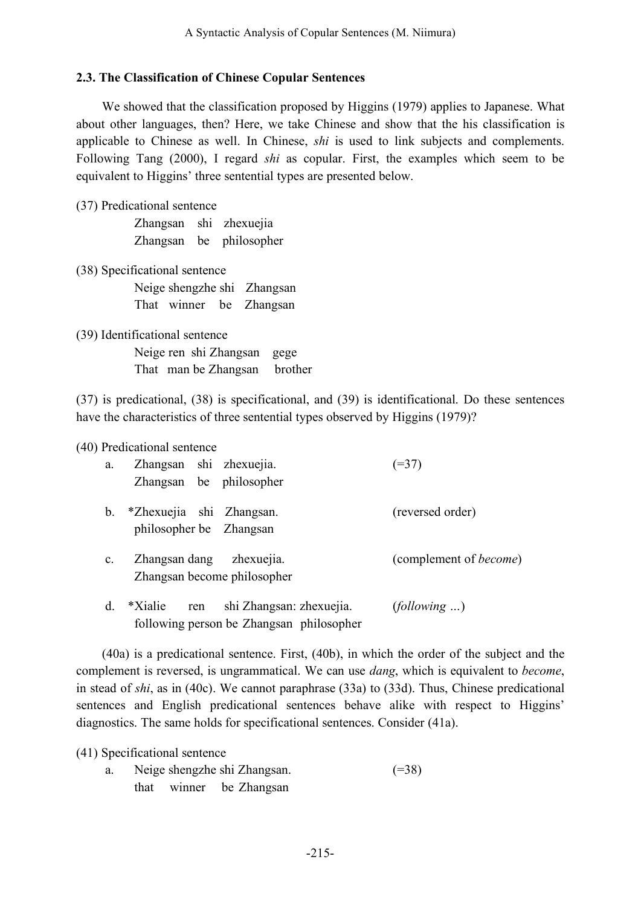### 2.3. The Classification of Chinese Copular Sentences

We showed that the classification proposed by Higgins (1979) applies to Japanese. What about other languages, then? Here, we take Chinese and show that the his classification is applicable to Chinese as well. In Chinese, *shi* is used to link subjects and complements. Following Tang (2000), I regard *shi* as copular. First, the examples which seem to be equivalent to Higgins' three sentential types are presented below.

(37) Predicational sentence

Zhangsan shi zhexuejia
Zhangsan be philosopher

(38) Specificational sentence

Neige shengzhe shi Zhangsan
That winner be Zhangsan

(39) Identificational sentence

Neige ren shi Zhangsan gege
That man be Zhangsan brother

(37) is predicational, (38) is specificational, and (39) is identificational. Do these sentences have the characteristics of three sentential types observed by Higgins (1979)?

(40) Predicational sentence

a. Zhangsan shi zhexuejia. (=37)
Zhangsan be philosopher

b. *Zhexuejia shi Zhangsan. (reversed order)
philosopher be Zhangsan

c. Zhangsan dang zhexuejia. (complement of *become*)
Zhangsan become philosopher

d. *Xialie ren shi Zhangsan: zhexuejia. (*following* ...)
following person be Zhangsan philosopher

(40a) is a predicational sentence. First, (40b), in which the order of the subject and the complement is reversed, is ungrammatical. We can use *dang*, which is equivalent to *become*, in stead of *shi*, as in (40c). We cannot paraphrase (33a) to (33d). Thus, Chinese predicational sentences and English predicational sentences behave alike with respect to Higgins' diagnostics. The same holds for specificational sentences. Consider (41a).

(41) Specificational sentence

a. Neige shengzhe shi Zhangsan. (=38)
that winner be Zhangsan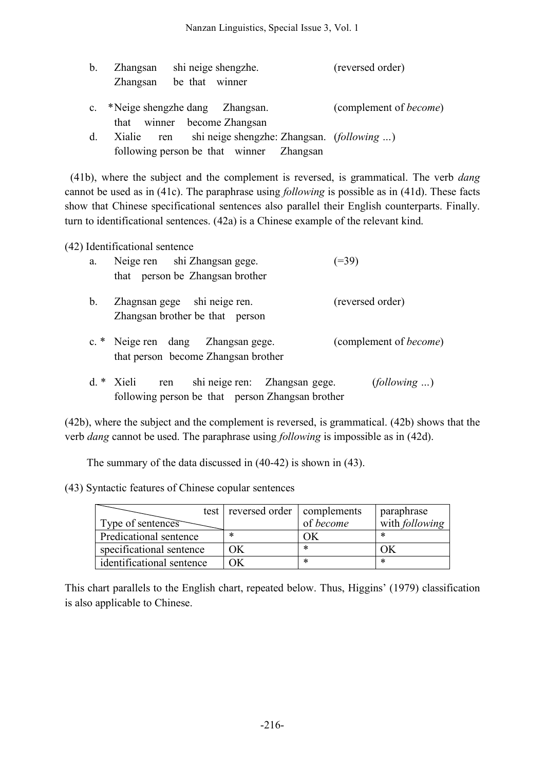b. Zhangsan shi neige shengzhe. (reversed order)
   Zhangsan be that winner

c. *Neige shengzhe dang Zhangsan. (complement of *become*)
   that winner become Zhangsan

d. Xialie ren shi neige shengzhe: Zhangsan. (*following* ...)
   following person be that winner Zhangsan

(41b), where the subject and the complement is reversed, is grammatical. The verb *dang* cannot be used as in (41c). The paraphrase using *following* is possible as in (41d). These facts show that Chinese specificational sentences also parallel their English counterparts. Finally. turn to identificational sentences. (42a) is a Chinese example of the relevant kind.

(42) Identificational sentence

a. Neige ren shi Zhangsan gege. (=39)
   that person be Zhangsan brother

b. Zhagnsan gege shi neige ren. (reversed order)
   Zhangsan brother be that person

c. * Neige ren dang Zhangsan gege. (complement of *become*)
   that person become Zhangsan brother

d. * Xieli ren shi neige ren: Zhangsan gege. (*following* ...)
   following person be that person Zhangsan brother

(42b), where the subject and the complement is reversed, is grammatical. (42b) shows that the verb *dang* cannot be used. The paraphrase using *following* is impossible as in (42d).

The summary of the data discussed in (40-42) is shown in (43).

(43) Syntactic features of Chinese copular sentences

| Type of sentences \ test | reversed order | complements of *become* | paraphrase with *following* |
|---|---|---|---|
| Predicational sentence | * | OK | * |
| specificational sentence | OK | * | OK |
| identificational sentence | OK | * | * |

This chart parallels to the English chart, repeated below. Thus, Higgins' (1979) classification is also applicable to Chinese.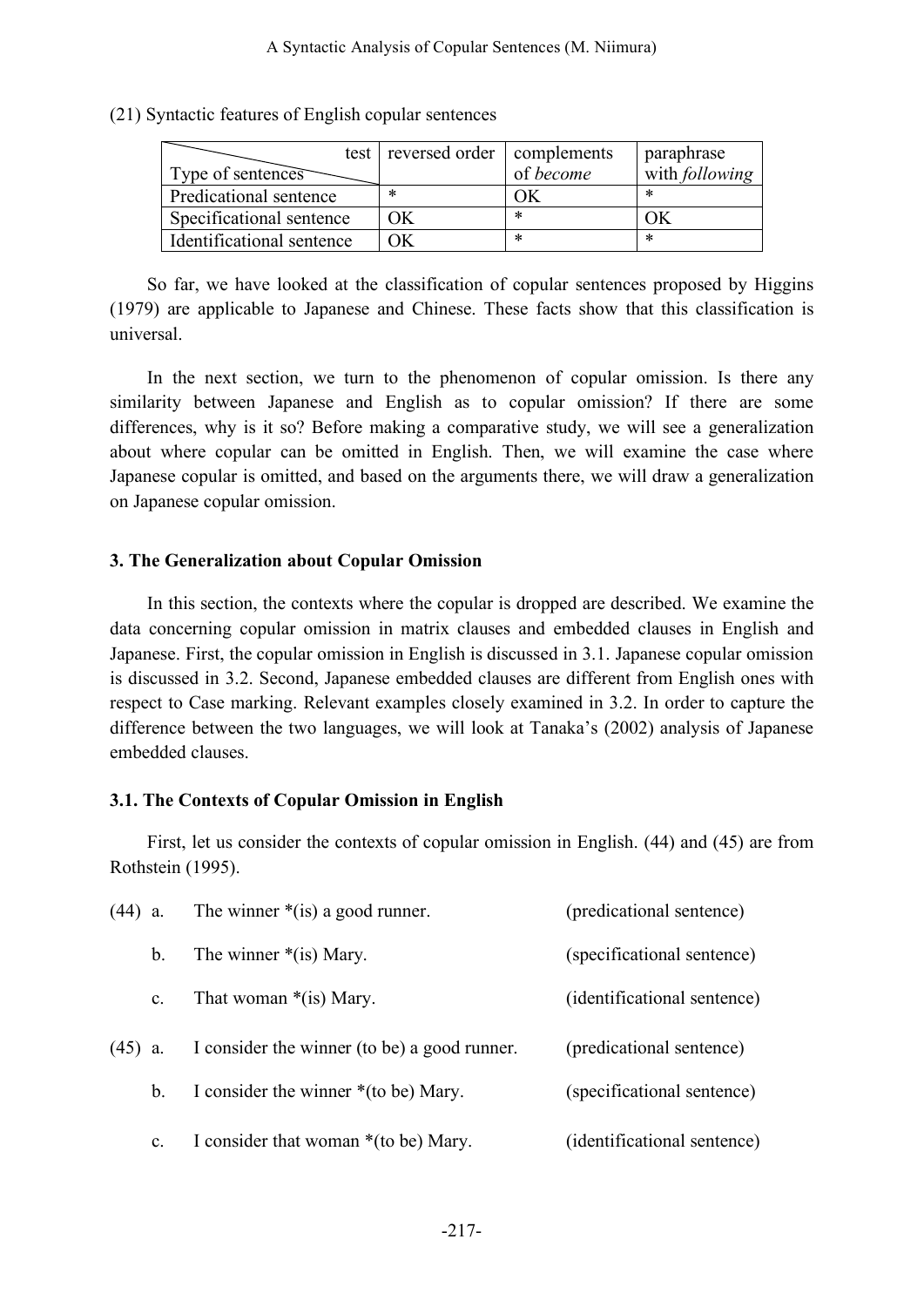(21) Syntactic features of English copular sentences

| test / Type of sentences | reversed order | complements of *become* | paraphrase with *following* |
|---|---|---|---|
| Predicational sentence | * | OK | * |
| Specificational sentence | OK | * | OK |
| Identificational sentence | OK | * | * |

So far, we have looked at the classification of copular sentences proposed by Higgins (1979) are applicable to Japanese and Chinese. These facts show that this classification is universal.

In the next section, we turn to the phenomenon of copular omission. Is there any similarity between Japanese and English as to copular omission? If there are some differences, why is it so? Before making a comparative study, we will see a generalization about where copular can be omitted in English. Then, we will examine the case where Japanese copular is omitted, and based on the arguments there, we will draw a generalization on Japanese copular omission.

### 3. The Generalization about Copular Omission

In this section, the contexts where the copular is dropped are described. We examine the data concerning copular omission in matrix clauses and embedded clauses in English and Japanese. First, the copular omission in English is discussed in 3.1. Japanese copular omission is discussed in 3.2. Second, Japanese embedded clauses are different from English ones with respect to Case marking. Relevant examples closely examined in 3.2. In order to capture the difference between the two languages, we will look at Tanaka's (2002) analysis of Japanese embedded clauses.

### 3.1. The Contexts of Copular Omission in English

First, let us consider the contexts of copular omission in English. (44) and (45) are from Rothstein (1995).

(44) a. The winner *(is) a good runner. (predicational sentence)

b. The winner *(is) Mary. (specificational sentence)

c. That woman *(is) Mary. (identificational sentence)

(45) a. I consider the winner (to be) a good runner. (predicational sentence)

b. I consider the winner *(to be) Mary. (specificational sentence)

c. I consider that woman *(to be) Mary. (identificational sentence)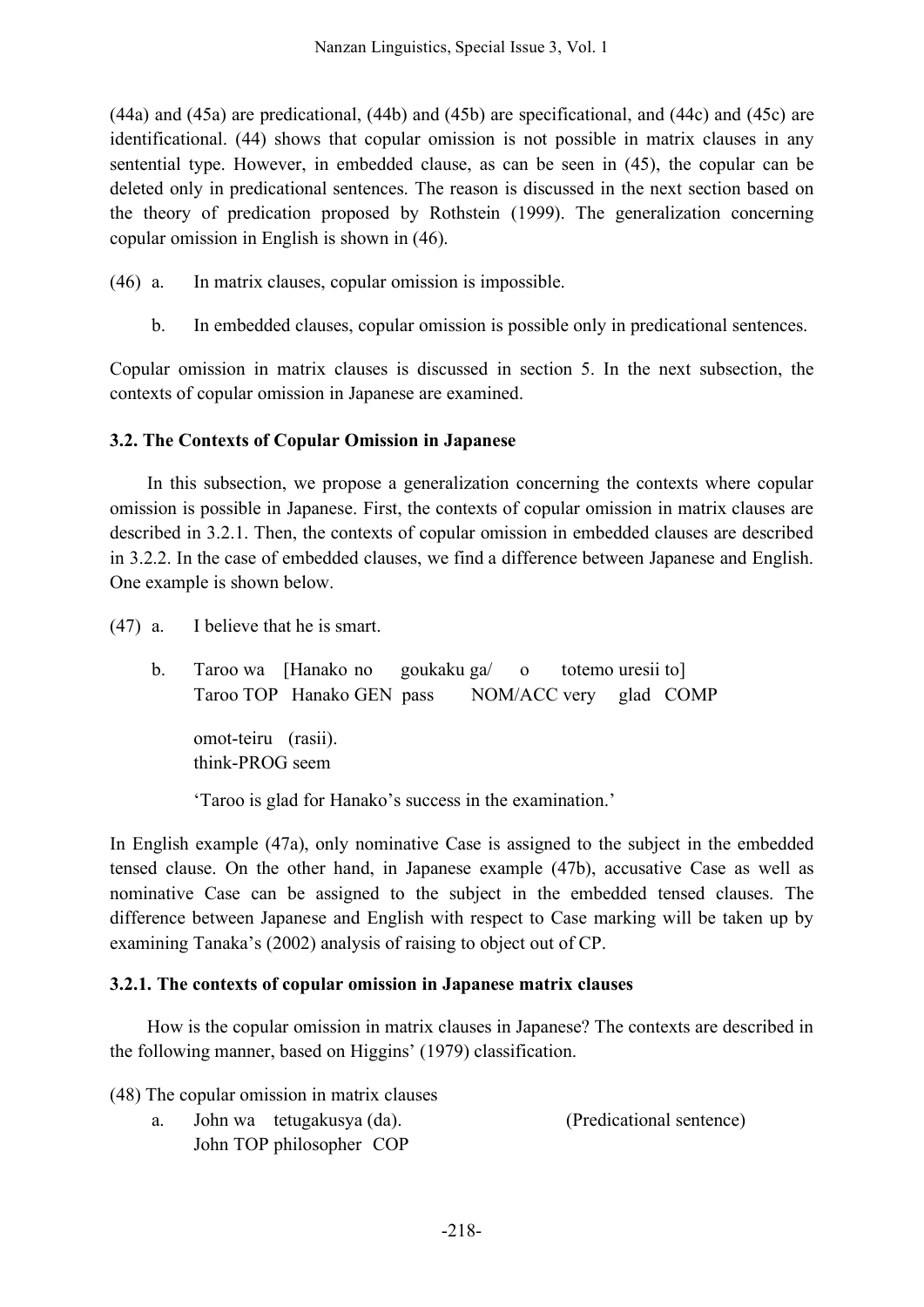(44a) and (45a) are predicational, (44b) and (45b) are specificational, and (44c) and (45c) are identificational. (44) shows that copular omission is not possible in matrix clauses in any sentential type. However, in embedded clause, as can be seen in (45), the copular can be deleted only in predicational sentences. The reason is discussed in the next section based on the theory of predication proposed by Rothstein (1999). The generalization concerning copular omission in English is shown in (46).

(46) a. In matrix clauses, copular omission is impossible.

b. In embedded clauses, copular omission is possible only in predicational sentences.

Copular omission in matrix clauses is discussed in section 5. In the next subsection, the contexts of copular omission in Japanese are examined.

### 3.2. The Contexts of Copular Omission in Japanese

In this subsection, we propose a generalization concerning the contexts where copular omission is possible in Japanese. First, the contexts of copular omission in matrix clauses are described in 3.2.1. Then, the contexts of copular omission in embedded clauses are described in 3.2.2. In the case of embedded clauses, we find a difference between Japanese and English. One example is shown below.

(47) a. I believe that he is smart.

b. Taroo wa [Hanako no goukaku ga/ o totemo uresii to]
Taroo TOP Hanako GEN pass NOM/ACC very glad COMP

omot-teiru (rasii).
think-PROG seem

'Taroo is glad for Hanako's success in the examination.'

In English example (47a), only nominative Case is assigned to the subject in the embedded tensed clause. On the other hand, in Japanese example (47b), accusative Case as well as nominative Case can be assigned to the subject in the embedded tensed clauses. The difference between Japanese and English with respect to Case marking will be taken up by examining Tanaka's (2002) analysis of raising to object out of CP.

#### 3.2.1. The contexts of copular omission in Japanese matrix clauses

How is the copular omission in matrix clauses in Japanese? The contexts are described in the following manner, based on Higgins' (1979) classification.

(48) The copular omission in matrix clauses

a. John wa tetugakusya (da). (Predicational sentence)
John TOP philosopher COP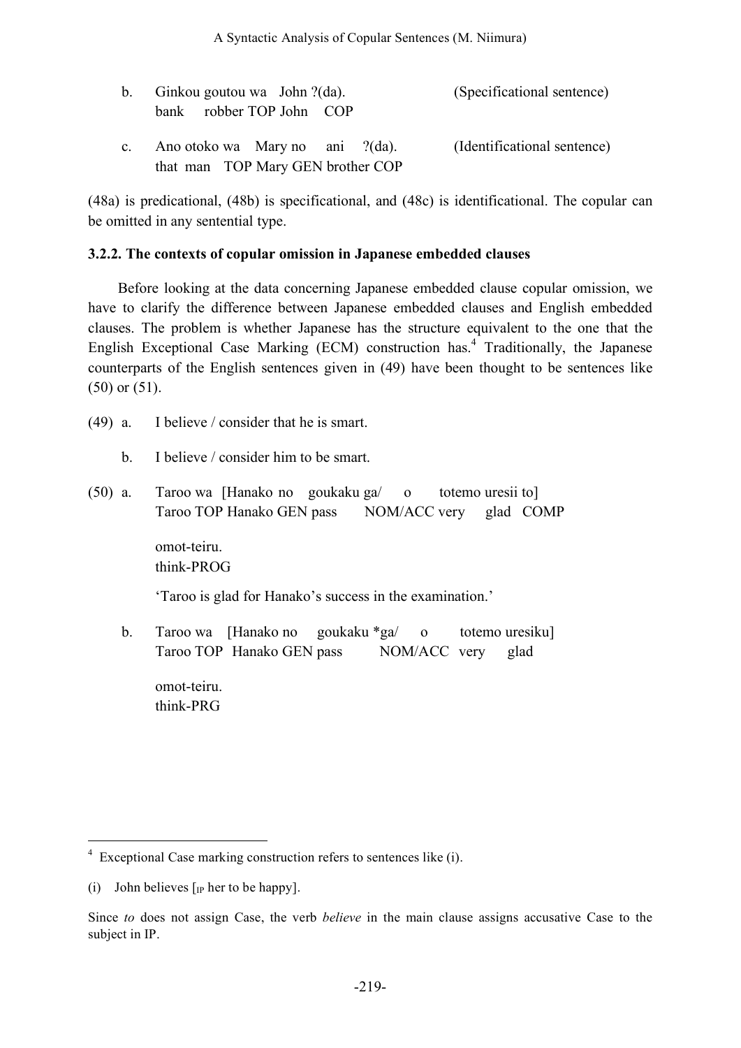b. Ginkou goutou wa John ?(da). (Specificational sentence)
   bank robber TOP John COP

c. Ano otoko wa Mary no ani ?(da). (Identificational sentence)
   that man TOP Mary GEN brother COP

(48a) is predicational, (48b) is specificational, and (48c) is identificational. The copular can be omitted in any sentential type.

### 3.2.2. The contexts of copular omission in Japanese embedded clauses

Before looking at the data concerning Japanese embedded clause copular omission, we have to clarify the difference between Japanese embedded clauses and English embedded clauses. The problem is whether Japanese has the structure equivalent to the one that the English Exceptional Case Marking (ECM) construction has.[4] Traditionally, the Japanese counterparts of the English sentences given in (49) have been thought to be sentences like (50) or (51).

(49) a. I believe / consider that he is smart.

   b. I believe / consider him to be smart.

(50) a. Taroo wa [Hanako no goukaku ga/ o totemo uresii to]
   Taroo TOP Hanako GEN pass NOM/ACC very glad COMP

   omot-teiru.
   think-PROG

   'Taroo is glad for Hanako's success in the examination.'

   b. Taroo wa [Hanako no goukaku *ga/ o totemo uresiku]
   Taroo TOP Hanako GEN pass NOM/ACC very glad

   omot-teiru.
   think-PRG

---

[4] Exceptional Case marking construction refers to sentences like (i).

(i) John believes [$_{IP}$ her to be happy].

Since *to* does not assign Case, the verb *believe* in the main clause assigns accusative Case to the subject in IP.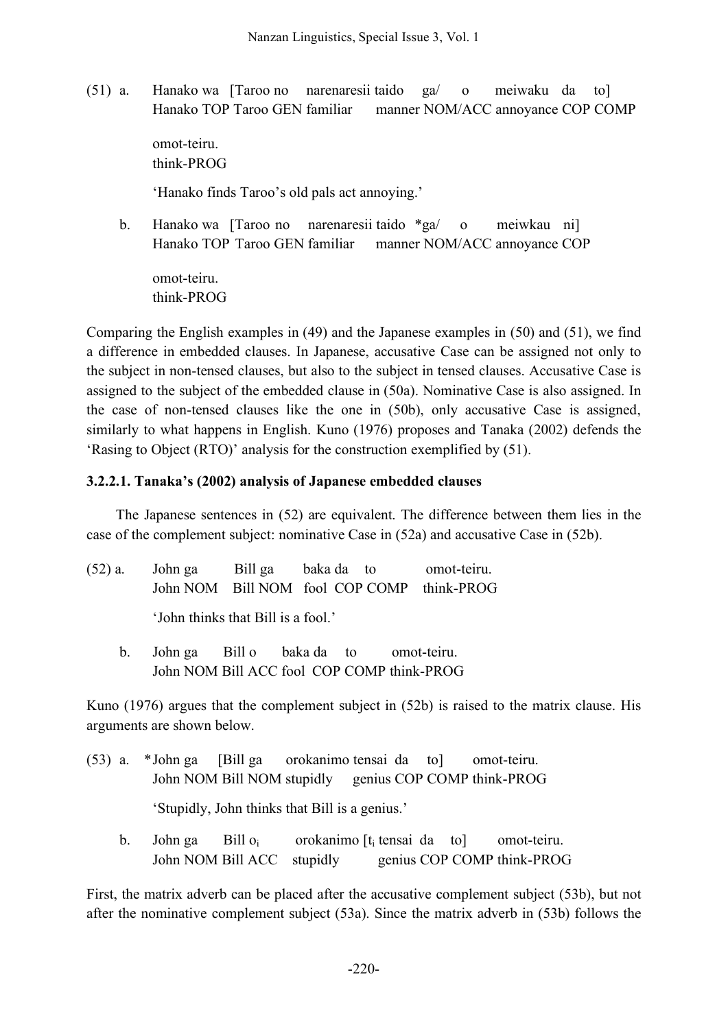(51) a. Hanako wa [Taroo no narenaresii taido ga/ o meiwaku da to]
Hanako TOP Taroo GEN familiar manner NOM/ACC annoyance COP COMP

omot-teiru.
think-PROG

'Hanako finds Taroo's old pals act annoying.'

b. Hanako wa [Taroo no narenaresii taido *ga/ o meiwkau ni]
Hanako TOP Taroo GEN familiar manner NOM/ACC annoyance COP

omot-teiru.
think-PROG

Comparing the English examples in (49) and the Japanese examples in (50) and (51), we find a difference in embedded clauses. In Japanese, accusative Case can be assigned not only to the subject in non-tensed clauses, but also to the subject in tensed clauses. Accusative Case is assigned to the subject of the embedded clause in (50a). Nominative Case is also assigned. In the case of non-tensed clauses like the one in (50b), only accusative Case is assigned, similarly to what happens in English. Kuno (1976) proposes and Tanaka (2002) defends the 'Rasing to Object (RTO)' analysis for the construction exemplified by (51).

### 3.2.2.1. Tanaka's (2002) analysis of Japanese embedded clauses

The Japanese sentences in (52) are equivalent. The difference between them lies in the case of the complement subject: nominative Case in (52a) and accusative Case in (52b).

(52) a. John ga Bill ga baka da to omot-teiru.
John NOM Bill NOM fool COP COMP think-PROG

'John thinks that Bill is a fool.'

b. John ga Bill o baka da to omot-teiru.
John NOM Bill ACC fool COP COMP think-PROG

Kuno (1976) argues that the complement subject in (52b) is raised to the matrix clause. His arguments are shown below.

(53) a. *John ga [Bill ga orokanimo tensai da to] omot-teiru.
John NOM Bill NOM stupidly genius COP COMP think-PROG

'Stupidly, John thinks that Bill is a genius.'

b. John ga Bill $o_i$ orokanimo [$t_i$ tensai da to] omot-teiru.
John NOM Bill ACC stupidly genius COP COMP think-PROG

First, the matrix adverb can be placed after the accusative complement subject (53b), but not after the nominative complement subject (53a). Since the matrix adverb in (53b) follows the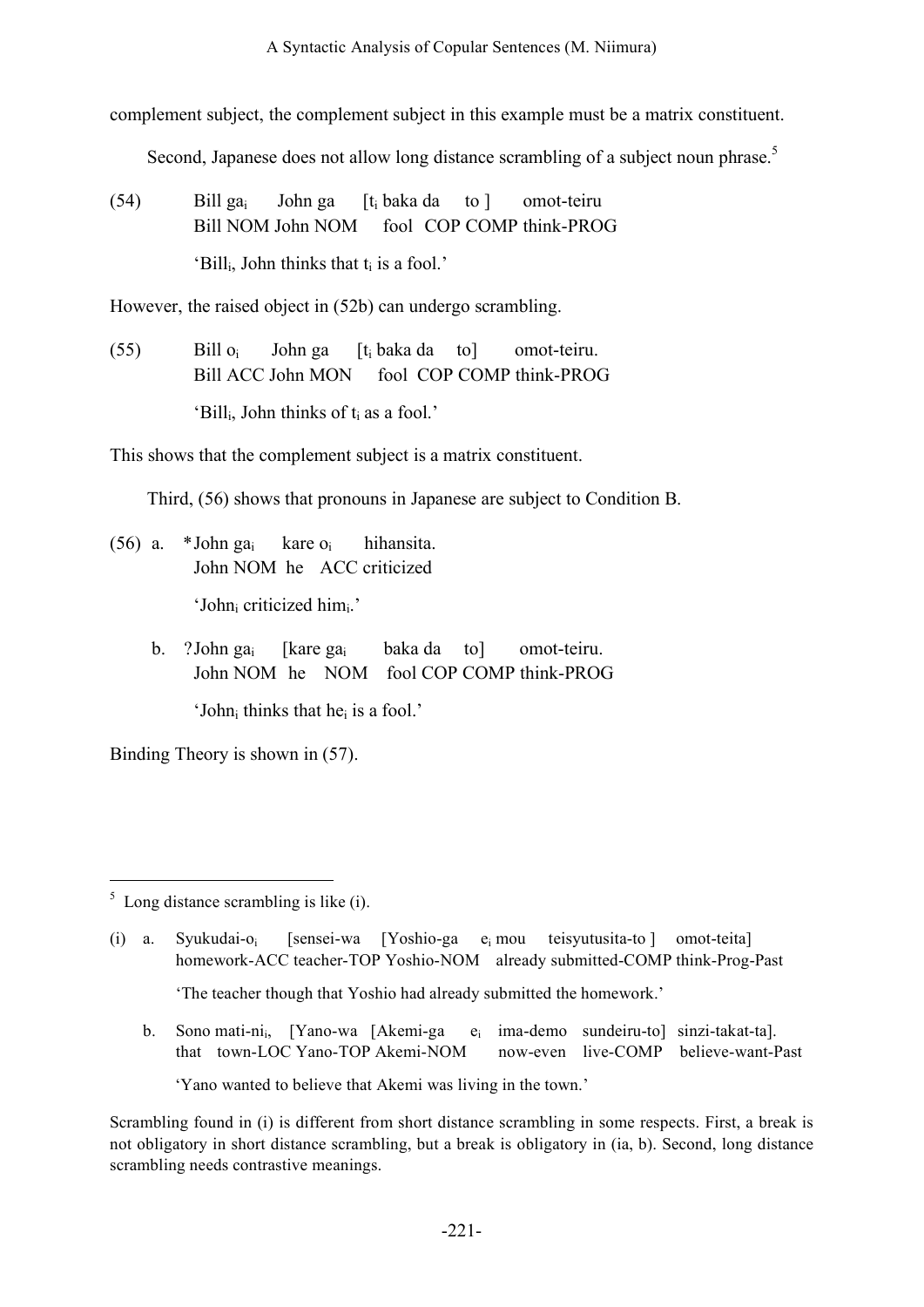complement subject, the complement subject in this example must be a matrix constituent.

Second, Japanese does not allow long distance scrambling of a subject noun phrase.[5]

(54) Bill $ga_i$ John ga [$t_i$ baka da to ] omot-teiru
Bill NOM John NOM fool COP COMP think-PROG

'$Bill_i$, John thinks that $t_i$ is a fool.'

However, the raised object in (52b) can undergo scrambling.

(55) Bill $o_i$ John ga [$t_i$ baka da to] omot-teiru.
Bill ACC John MON fool COP COMP think-PROG

'$Bill_i$, John thinks of $t_i$ as a fool.'

This shows that the complement subject is a matrix constituent.

Third, (56) shows that pronouns in Japanese are subject to Condition B.

(56) a. *John $ga_i$ kare $o_i$ hihansita.
John NOM he ACC criticized

'$John_i$ criticized $him_i$.'

b. ?John $ga_i$ [kare $ga_i$ baka da to] omot-teiru.
John NOM he NOM fool COP COMP think-PROG

'$John_i$ thinks that $he_i$ is a fool.'

Binding Theory is shown in (57).

---

[5] Long distance scrambling is like (i).

(i) a. Syukudai-$o_i$ [sensei-wa [Yoshio-ga $e_i$ mou teisyutusita-to ] omot-teita]
homework-ACC teacher-TOP Yoshio-NOM already submitted-COMP think-Prog-Past

'The teacher though that Yoshio had already submitted the homework.'

b. Sono mati-$ni_i$, [Yano-wa [Akemi-ga $e_i$ ima-demo sundeiru-to] sinzi-takat-ta].
that town-LOC Yano-TOP Akemi-NOM now-even live-COMP believe-want-Past

'Yano wanted to believe that Akemi was living in the town.'

Scrambling found in (i) is different from short distance scrambling in some respects. First, a break is not obligatory in short distance scrambling, but a break is obligatory in (ia, b). Second, long distance scrambling needs contrastive meanings.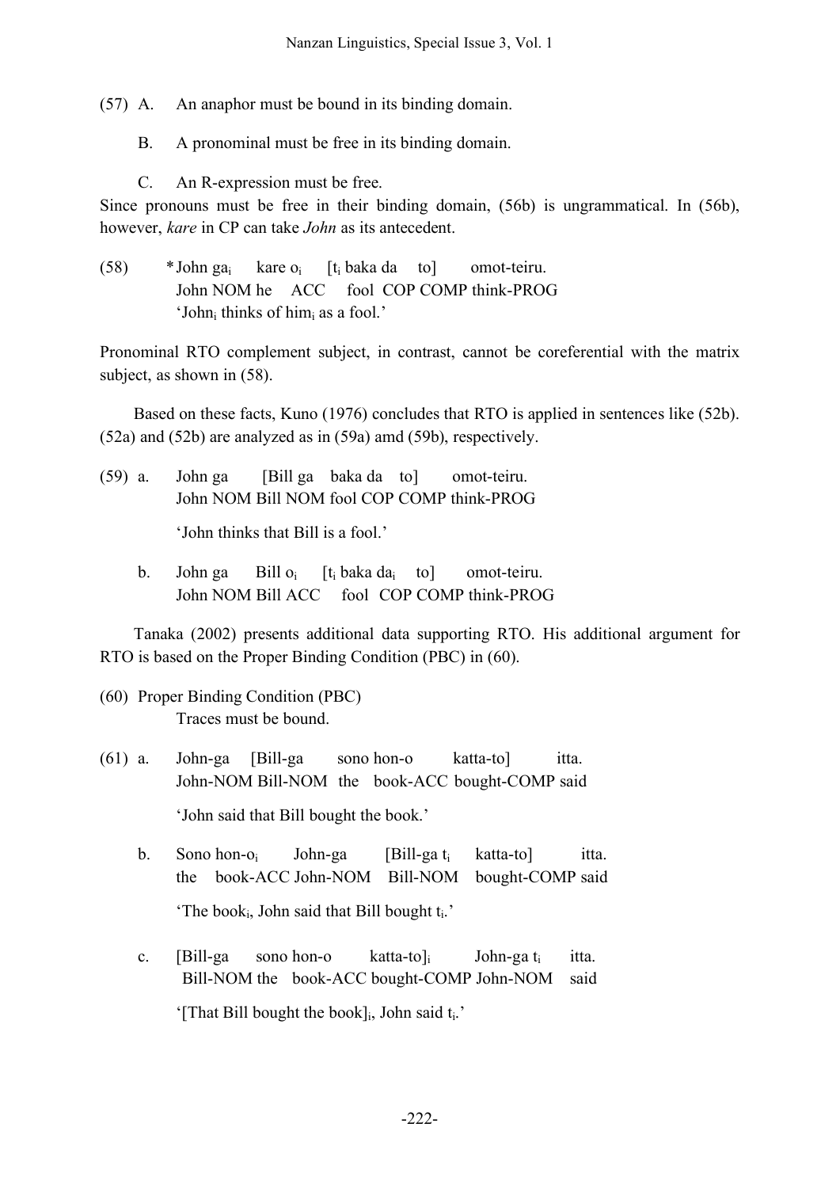(57) A. An anaphor must be bound in its binding domain.

B. A pronominal must be free in its binding domain.

C. An R-expression must be free.

Since pronouns must be free in their binding domain, (56b) is ungrammatical. In (56b), however, *kare* in CP can take *John* as its antecedent.

(58) \*John $ga_i$ kare $o_i$ [$t_i$ baka da to] omot-teiru.
John NOM he ACC fool COP COMP think-PROG
'$John_i$ thinks of $him_i$ as a fool.'

Pronominal RTO complement subject, in contrast, cannot be coreferential with the matrix subject, as shown in (58).

Based on these facts, Kuno (1976) concludes that RTO is applied in sentences like (52b). (52a) and (52b) are analyzed as in (59a) amd (59b), respectively.

(59) a. John ga [Bill ga baka da to] omot-teiru.
John NOM Bill NOM fool COP COMP think-PROG

'John thinks that Bill is a fool.'

b. John ga Bill $o_i$ [$t_i$ baka $da_i$ to] omot-teiru.
John NOM Bill ACC fool COP COMP think-PROG

Tanaka (2002) presents additional data supporting RTO. His additional argument for RTO is based on the Proper Binding Condition (PBC) in (60).

(60) Proper Binding Condition (PBC)
Traces must be bound.

(61) a. John-ga [Bill-ga sono hon-o katta-to] itta.
John-NOM Bill-NOM the book-ACC bought-COMP said

'John said that Bill bought the book.'

b. Sono $hon\text{-}o_i$ John-ga [Bill-ga $t_i$ katta-to] itta.
the book-ACC John-NOM Bill-NOM bought-COMP said

'The $book_i$, John said that Bill bought $t_i$.'

c. [Bill-ga sono hon-o $katta\text{-}to]_i$ John-ga $t_i$ itta.
Bill-NOM the book-ACC bought-COMP John-NOM said

'[That Bill bought the $book]_i$, John said $t_i$.'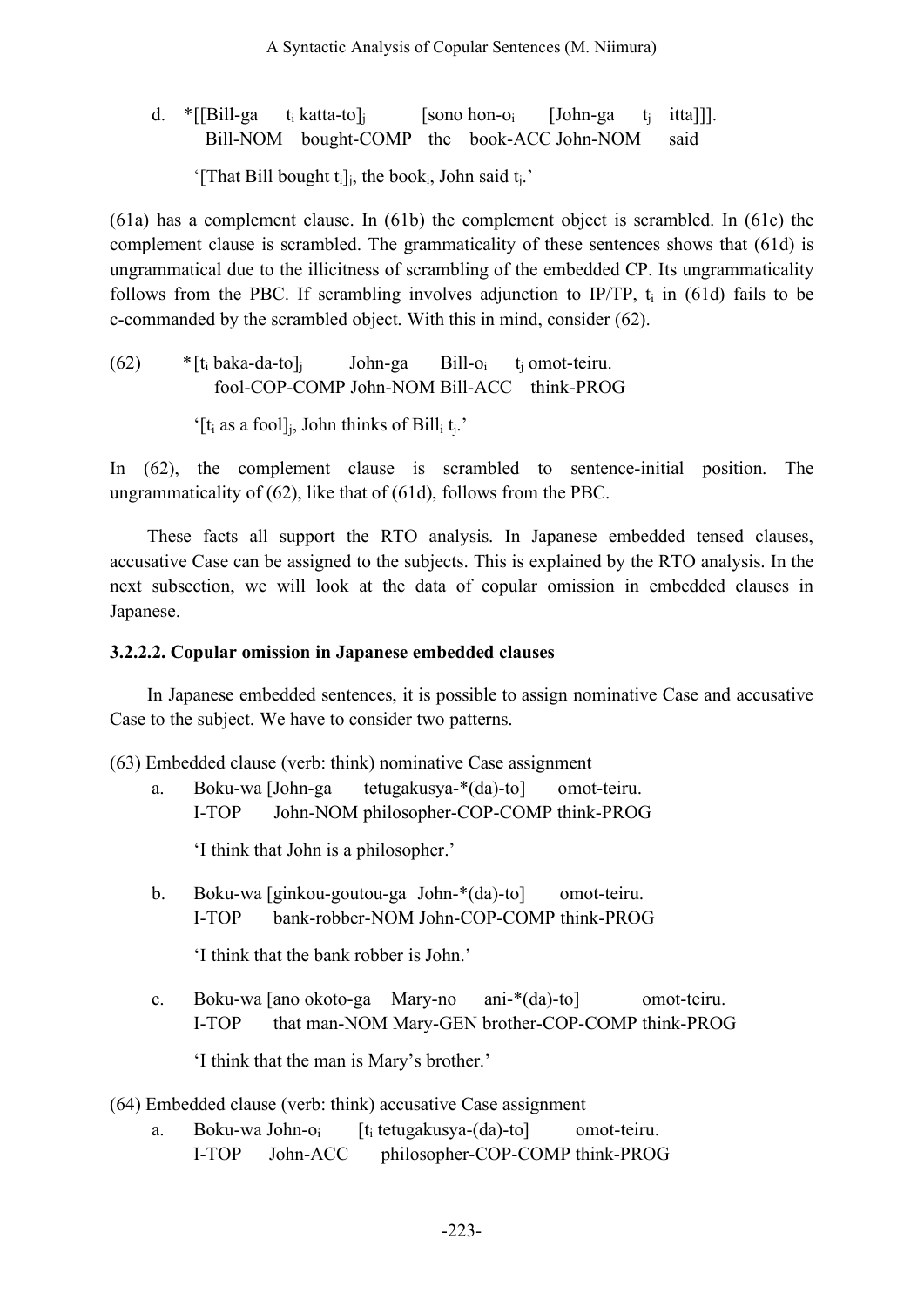d. *[[Bill-ga $t_i$ katta-to]$_j$ [sono hon-o$_i$ [John-ga $t_j$ itta]]].
   Bill-NOM bought-COMP the book-ACC John-NOM said

   '[That Bill bought $t_i$]$_j$, the book$_i$, John said $t_j$.'

(61a) has a complement clause. In (61b) the complement object is scrambled. In (61c) the complement clause is scrambled. The grammaticality of these sentences shows that (61d) is ungrammatical due to the illicitness of scrambling of the embedded CP. Its ungrammaticality follows from the PBC. If scrambling involves adjunction to IP/TP, $t_i$ in (61d) fails to be c-commanded by the scrambled object. With this in mind, consider (62).

(62) *[$t_i$ baka-da-to]$_j$ John-ga Bill-o$_i$ $t_j$ omot-teiru.
   fool-COP-COMP John-NOM Bill-ACC think-PROG

   '[$t_i$ as a fool]$_j$, John thinks of Bill$_i$ $t_j$.'

In (62), the complement clause is scrambled to sentence-initial position. The ungrammaticality of (62), like that of (61d), follows from the PBC.

These facts all support the RTO analysis. In Japanese embedded tensed clauses, accusative Case can be assigned to the subjects. This is explained by the RTO analysis. In the next subsection, we will look at the data of copular omission in embedded clauses in Japanese.

#### 3.2.2.2. Copular omission in Japanese embedded clauses

In Japanese embedded sentences, it is possible to assign nominative Case and accusative Case to the subject. We have to consider two patterns.

(63) Embedded clause (verb: think) nominative Case assignment

a. Boku-wa [John-ga tetugakusya-*(da)-to] omot-teiru.
   I-TOP John-NOM philosopher-COP-COMP think-PROG

   'I think that John is a philosopher.'

b. Boku-wa [ginkou-goutou-ga John-*(da)-to] omot-teiru.
   I-TOP bank-robber-NOM John-COP-COMP think-PROG

   'I think that the bank robber is John.'

c. Boku-wa [ano okoto-ga Mary-no ani-*(da)-to] omot-teiru.
   I-TOP that man-NOM Mary-GEN brother-COP-COMP think-PROG

   'I think that the man is Mary's brother.'

(64) Embedded clause (verb: think) accusative Case assignment

a. Boku-wa John-o$_i$ [$t_i$ tetugakusya-(da)-to] omot-teiru.
   I-TOP John-ACC philosopher-COP-COMP think-PROG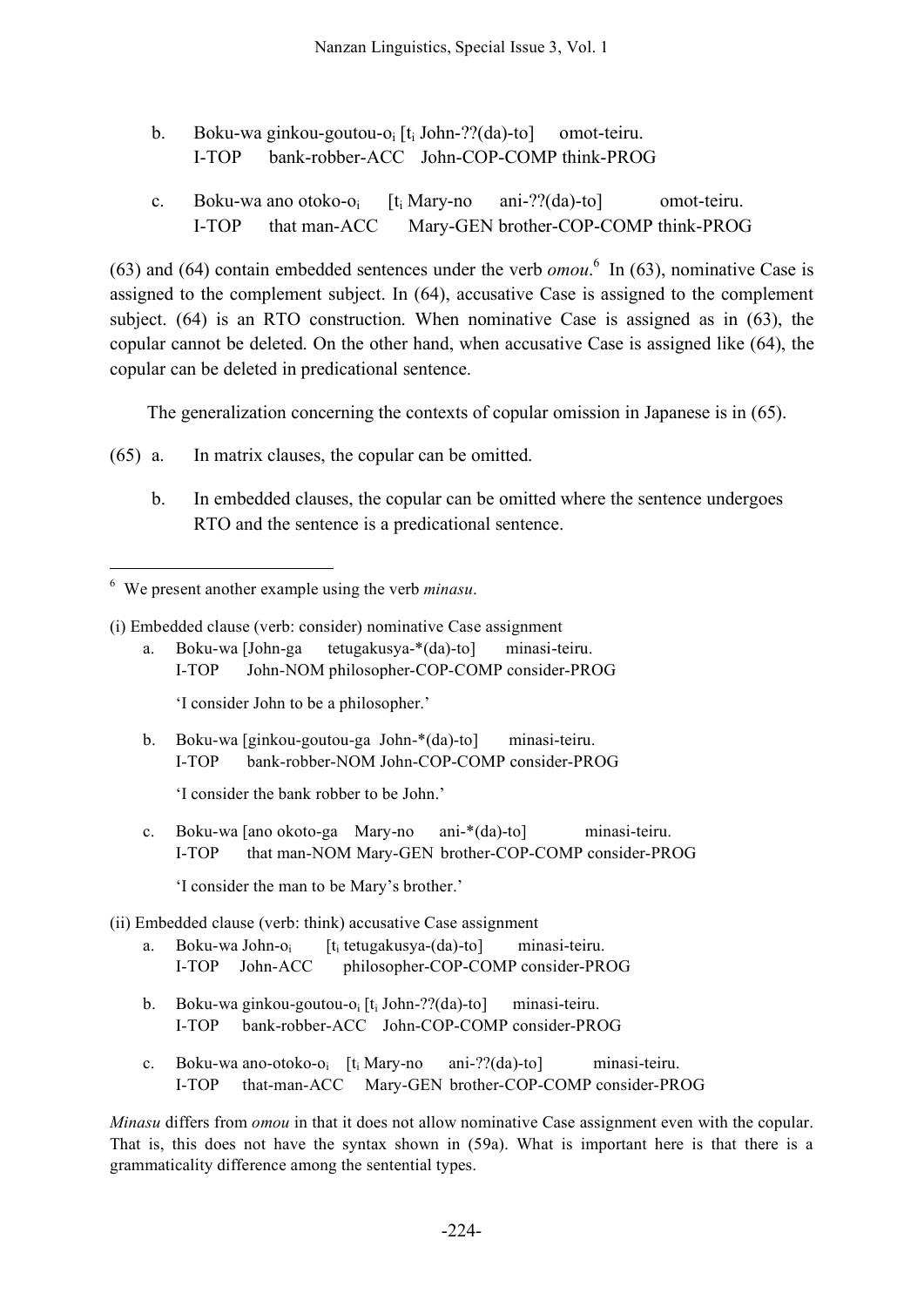b. Boku-wa ginkou-goutou-o$_i$ [t$_i$ John-??(da)-to] omot-teiru.
I-TOP bank-robber-ACC John-COP-COMP think-PROG

c. Boku-wa ano otoko-o$_i$ [t$_i$ Mary-no ani-??(da)-to] omot-teiru.
I-TOP that man-ACC Mary-GEN brother-COP-COMP think-PROG

(63) and (64) contain embedded sentences under the verb *omou*.[6] In (63), nominative Case is assigned to the complement subject. In (64), accusative Case is assigned to the complement subject. (64) is an RTO construction. When nominative Case is assigned as in (63), the copular cannot be deleted. On the other hand, when accusative Case is assigned like (64), the copular can be deleted in predicational sentence.

The generalization concerning the contexts of copular omission in Japanese is in (65).

(65) a. In matrix clauses, the copular can be omitted.

b. In embedded clauses, the copular can be omitted where the sentence undergoes RTO and the sentence is a predicational sentence.

---

[6] We present another example using the verb *minasu*.

(i) Embedded clause (verb: consider) nominative Case assignment

a. Boku-wa [John-ga tetugakusya-*(da)-to] minasi-teiru.
I-TOP John-NOM philosopher-COP-COMP consider-PROG

'I consider John to be a philosopher.'

b. Boku-wa [ginkou-goutou-ga John-*(da)-to] minasi-teiru.
I-TOP bank-robber-NOM John-COP-COMP consider-PROG

'I consider the bank robber to be John.'

c. Boku-wa [ano okoto-ga Mary-no ani-*(da)-to] minasi-teiru.
I-TOP that man-NOM Mary-GEN brother-COP-COMP consider-PROG

'I consider the man to be Mary's brother.'

(ii) Embedded clause (verb: think) accusative Case assignment

a. Boku-wa John-o$_i$ [t$_i$ tetugakusya-(da)-to] minasi-teiru.
I-TOP John-ACC philosopher-COP-COMP consider-PROG

b. Boku-wa ginkou-goutou-o$_i$ [t$_i$ John-??(da)-to] minasi-teiru.
I-TOP bank-robber-ACC John-COP-COMP consider-PROG

c. Boku-wa ano-otoko-o$_i$ [t$_i$ Mary-no ani-??(da)-to] minasi-teiru.
I-TOP that-man-ACC Mary-GEN brother-COP-COMP consider-PROG

*Minasu* differs from *omou* in that it does not allow nominative Case assignment even with the copular. That is, this does not have the syntax shown in (59a). What is important here is that there is a grammaticality difference among the sentential types.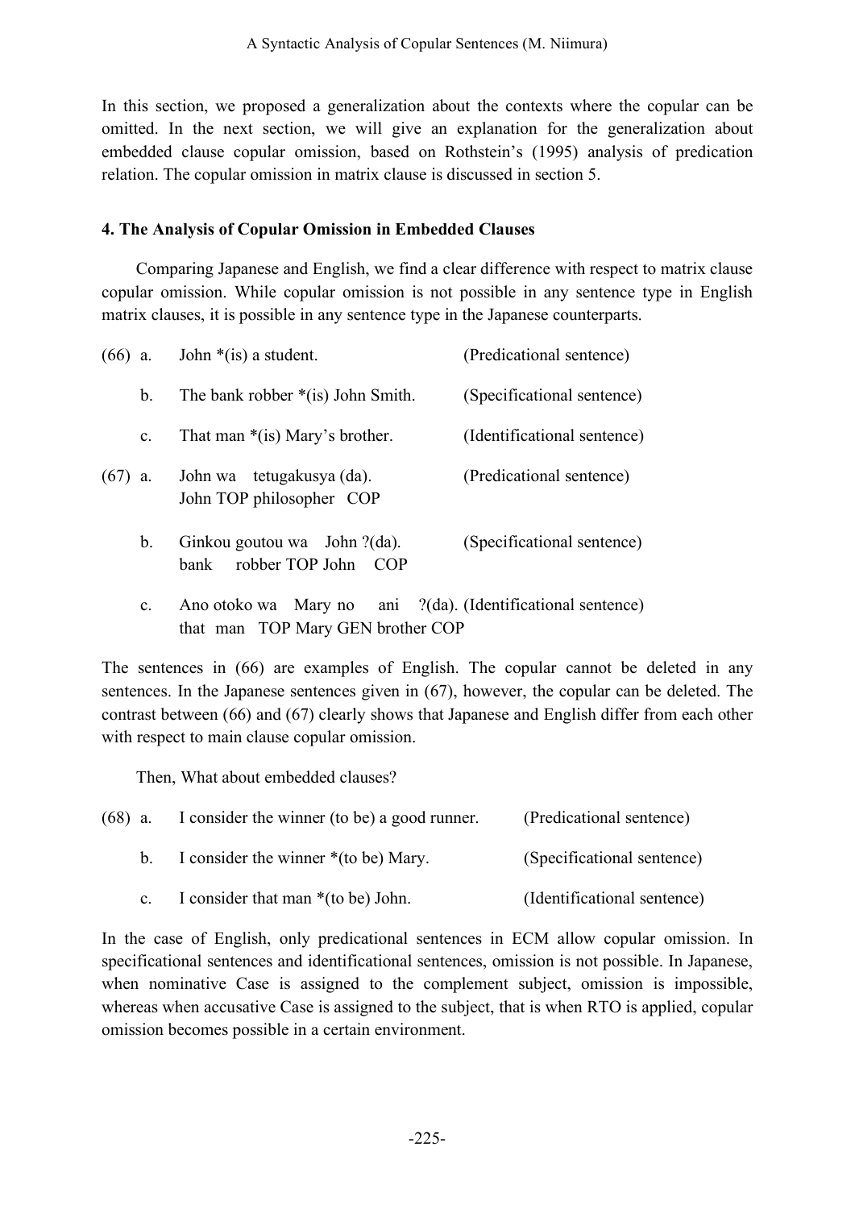In this section, we proposed a generalization about the contexts where the copular can be omitted. In the next section, we will give an explanation for the generalization about embedded clause copular omission, based on Rothstein's (1995) analysis of predication relation. The copular omission in matrix clause is discussed in section 5.

### 4. The Analysis of Copular Omission in Embedded Clauses

Comparing Japanese and English, we find a clear difference with respect to matrix clause copular omission. While copular omission is not possible in any sentence type in English matrix clauses, it is possible in any sentence type in the Japanese counterparts.

(66) a. John *(is) a student. (Predicational sentence)

b. The bank robber *(is) John Smith. (Specificational sentence)

c. That man *(is) Mary's brother. (Identificational sentence)

(67) a. John wa tetugakusya (da). (Predicational sentence)
John TOP philosopher COP

b. Ginkou goutou wa John ?(da). (Specificational sentence)
bank robber TOP John COP

c. Ano otoko wa Mary no ani ?(da). (Identificational sentence)
that man TOP Mary GEN brother COP

The sentences in (66) are examples of English. The copular cannot be deleted in any sentences. In the Japanese sentences given in (67), however, the copular can be deleted. The contrast between (66) and (67) clearly shows that Japanese and English differ from each other with respect to main clause copular omission.

Then, What about embedded clauses?

(68) a. I consider the winner (to be) a good runner. (Predicational sentence)

b. I consider the winner *(to be) Mary. (Specificational sentence)

c. I consider that man *(to be) John. (Identificational sentence)

In the case of English, only predicational sentences in ECM allow copular omission. In specificational sentences and identificational sentences, omission is not possible. In Japanese, when nominative Case is assigned to the complement subject, omission is impossible, whereas when accusative Case is assigned to the subject, that is when RTO is applied, copular omission becomes possible in a certain environment.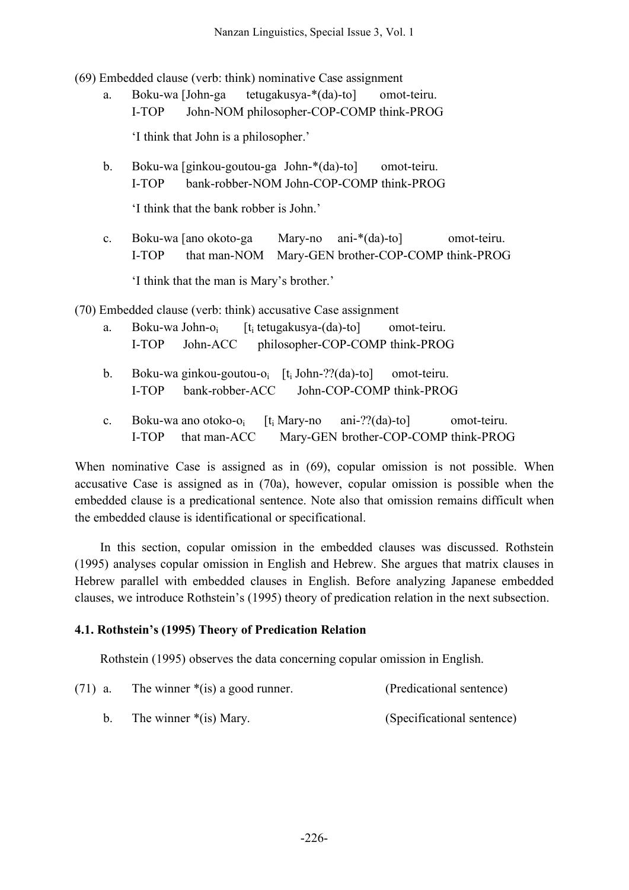(69) Embedded clause (verb: think) nominative Case assignment

a. Boku-wa [John-ga tetugakusya-*(da)-to] omot-teiru.
   I-TOP John-NOM philosopher-COP-COMP think-PROG

   'I think that John is a philosopher.'

b. Boku-wa [ginkou-goutou-ga John-*(da)-to] omot-teiru.
   I-TOP bank-robber-NOM John-COP-COMP think-PROG

   'I think that the bank robber is John.'

c. Boku-wa [ano okoto-ga Mary-no ani-*(da)-to] omot-teiru.
   I-TOP that man-NOM Mary-GEN brother-COP-COMP think-PROG

   'I think that the man is Mary's brother.'

(70) Embedded clause (verb: think) accusative Case assignment

a. Boku-wa John-$o_i$ [$t_i$ tetugakusya-(da)-to] omot-teiru.
   I-TOP John-ACC philosopher-COP-COMP think-PROG

b. Boku-wa ginkou-goutou-$o_i$ [$t_i$ John-??(da)-to] omot-teiru.
   I-TOP bank-robber-ACC John-COP-COMP think-PROG

c. Boku-wa ano otoko-$o_i$ [$t_i$ Mary-no ani-??(da)-to] omot-teiru.
   I-TOP that man-ACC Mary-GEN brother-COP-COMP think-PROG

When nominative Case is assigned as in (69), copular omission is not possible. When accusative Case is assigned as in (70a), however, copular omission is possible when the embedded clause is a predicational sentence. Note also that omission remains difficult when the embedded clause is identificational or specificational.

In this section, copular omission in the embedded clauses was discussed. Rothstein (1995) analyses copular omission in English and Hebrew. She argues that matrix clauses in Hebrew parallel with embedded clauses in English. Before analyzing Japanese embedded clauses, we introduce Rothstein's (1995) theory of predication relation in the next subsection.

### 4.1. Rothstein's (1995) Theory of Predication Relation

Rothstein (1995) observes the data concerning copular omission in English.

(71) a. The winner *(is) a good runner. (Predicational sentence)

b. The winner *(is) Mary. (Specificational sentence)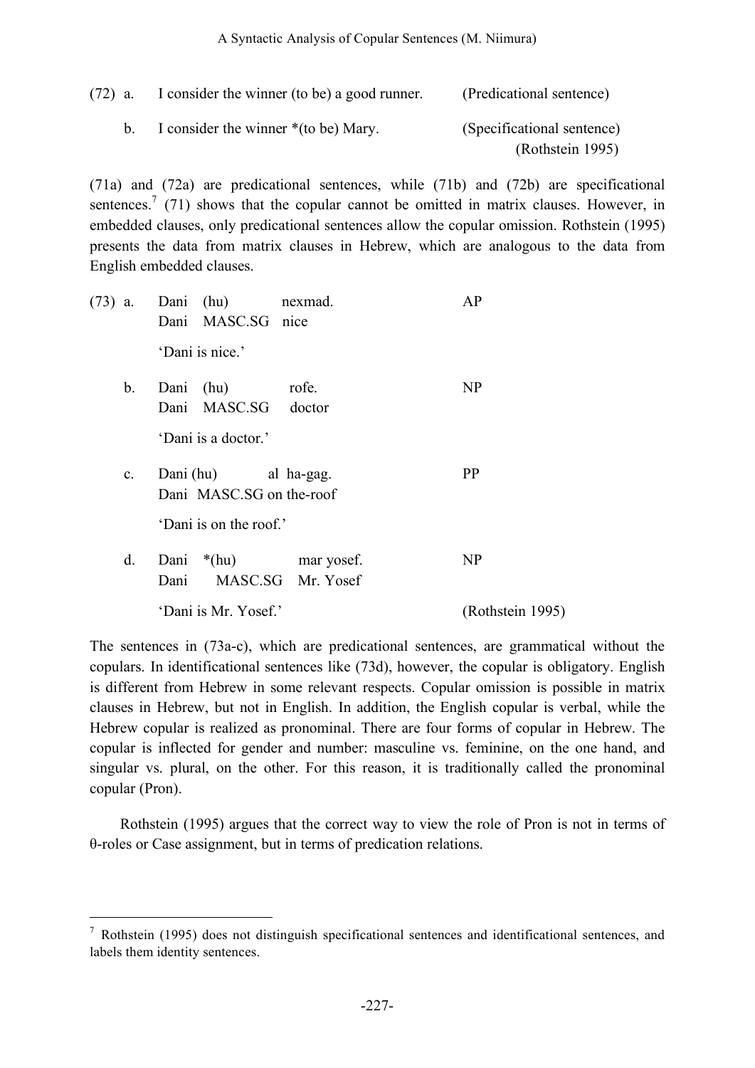(72) a. I consider the winner (to be) a good runner. (Predicational sentence)

b. I consider the winner *(to be) Mary. (Specificational sentence)
(Rothstein 1995)

(71a) and (72a) are predicational sentences, while (71b) and (72b) are specificational sentences.[7] (71) shows that the copular cannot be omitted in matrix clauses. However, in embedded clauses, only predicational sentences allow the copular omission. Rothstein (1995) presents the data from matrix clauses in Hebrew, which are analogous to the data from English embedded clauses.

(73) a. Dani (hu) nexmad. AP
Dani MASC.SG nice
'Dani is nice.'

b. Dani (hu) rofe. NP
Dani MASC.SG doctor
'Dani is a doctor.'

c. Dani (hu) al ha-gag. PP
Dani MASC.SG on the-roof
'Dani is on the roof.'

d. Dani *(hu) mar yosef. NP
Dani MASC.SG Mr. Yosef
'Dani is Mr. Yosef.' (Rothstein 1995)

The sentences in (73a-c), which are predicational sentences, are grammatical without the copulars. In identificational sentences like (73d), however, the copular is obligatory. English is different from Hebrew in some relevant respects. Copular omission is possible in matrix clauses in Hebrew, but not in English. In addition, the English copular is verbal, while the Hebrew copular is realized as pronominal. There are four forms of copular in Hebrew. The copular is inflected for gender and number: masculine vs. feminine, on the one hand, and singular vs. plural, on the other. For this reason, it is traditionally called the pronominal copular (Pron).

Rothstein (1995) argues that the correct way to view the role of Pron is not in terms of θ-roles or Case assignment, but in terms of predication relations.

[7] Rothstein (1995) does not distinguish specificational sentences and identificational sentences, and labels them identity sentences.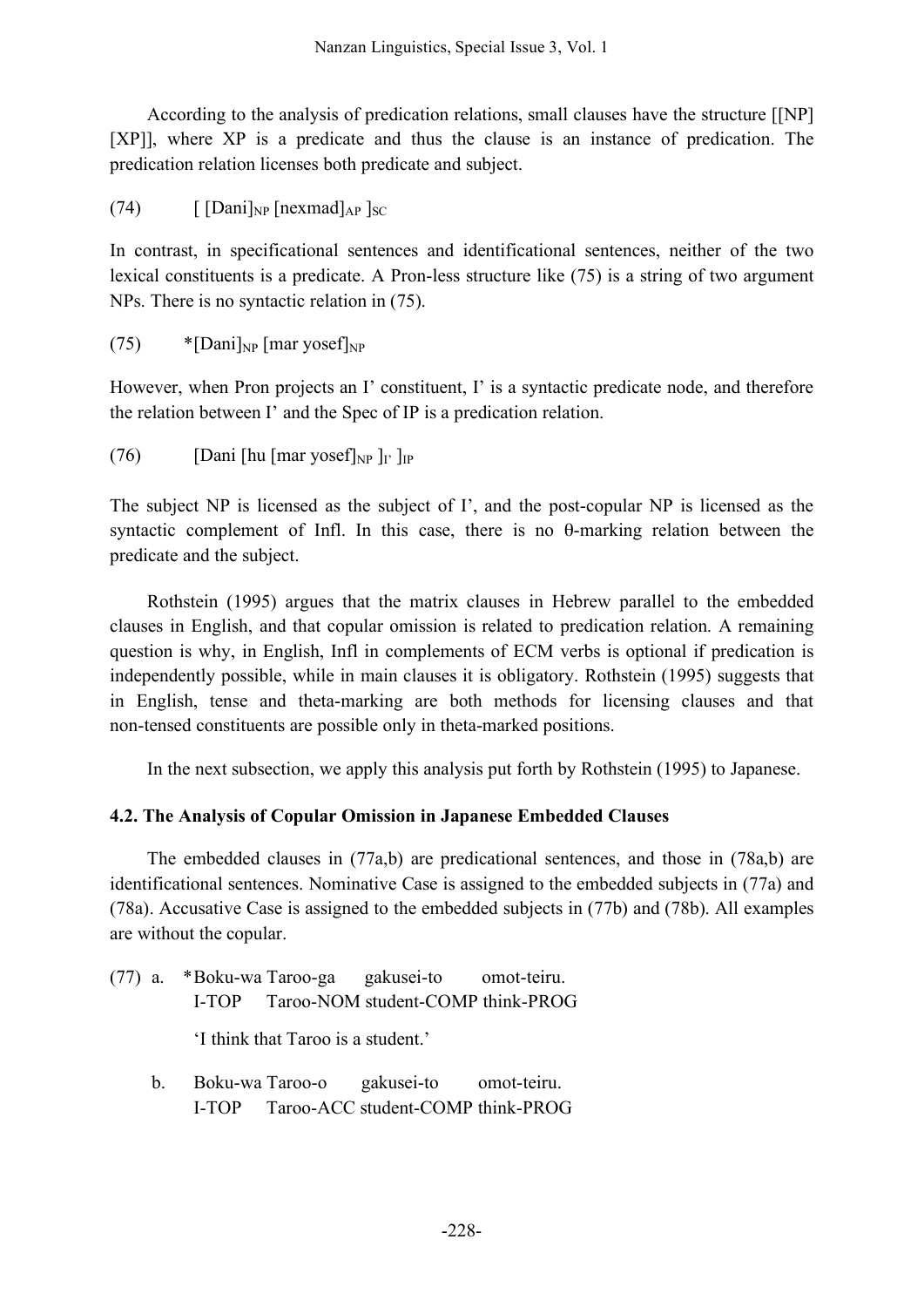According to the analysis of predication relations, small clauses have the structure [[NP] [XP]], where XP is a predicate and thus the clause is an instance of predication. The predication relation licenses both predicate and subject.

(74) $[ [\text{Dani}]_{NP}\ [\text{nexmad}]_{AP}\ ]_{SC}$

In contrast, in specificational sentences and identificational sentences, neither of the two lexical constituents is a predicate. A Pron-less structure like (75) is a string of two argument NPs. There is no syntactic relation in (75).

(75) $*[\text{Dani}]_{NP}\ [\text{mar yosef}]_{NP}$

However, when Pron projects an I' constituent, I' is a syntactic predicate node, and therefore the relation between I' and the Spec of IP is a predication relation.

(76) $[\text{Dani}\ [\text{hu}\ [\text{mar yosef}]_{NP}\ ]_{I'}\ ]_{IP}$

The subject NP is licensed as the subject of I', and the post-copular NP is licensed as the syntactic complement of Infl. In this case, there is no θ-marking relation between the predicate and the subject.

Rothstein (1995) argues that the matrix clauses in Hebrew parallel to the embedded clauses in English, and that copular omission is related to predication relation. A remaining question is why, in English, Infl in complements of ECM verbs is optional if predication is independently possible, while in main clauses it is obligatory. Rothstein (1995) suggests that in English, tense and theta-marking are both methods for licensing clauses and that non-tensed constituents are possible only in theta-marked positions.

In the next subsection, we apply this analysis put forth by Rothstein (1995) to Japanese.

### 4.2. The Analysis of Copular Omission in Japanese Embedded Clauses

The embedded clauses in (77a,b) are predicational sentences, and those in (78a,b) are identificational sentences. Nominative Case is assigned to the embedded subjects in (77a) and (78a). Accusative Case is assigned to the embedded subjects in (77b) and (78b). All examples are without the copular.

(77) a. *Boku-wa Taroo-ga gakusei-to omot-teiru.
   I-TOP Taroo-NOM student-COMP think-PROG
   'I think that Taroo is a student.'

b. Boku-wa Taroo-o gakusei-to omot-teiru.
   I-TOP Taroo-ACC student-COMP think-PROG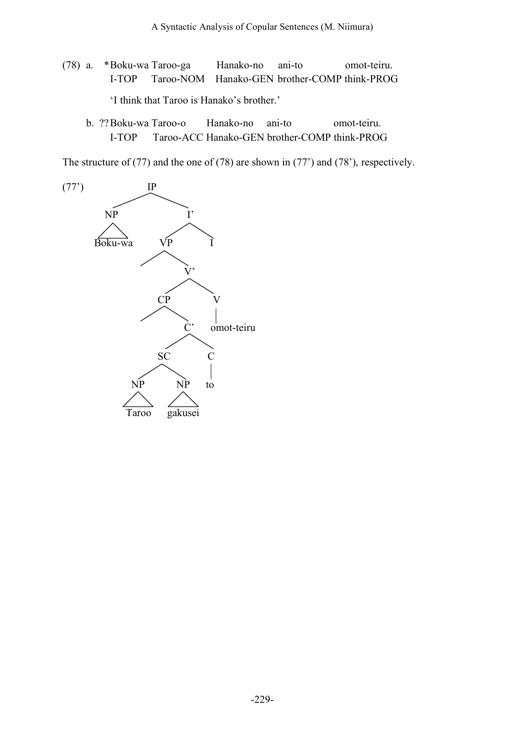(78) a. \*Boku-wa Taroo-ga Hanako-no ani-to omot-teiru.
    I-TOP Taroo-NOM Hanako-GEN brother-COMP think-PROG

    'I think that Taroo is Hanako's brother.'

  b. ??Boku-wa Taroo-o Hanako-no ani-to omot-teiru.
    I-TOP Taroo-ACC Hanako-GEN brother-COMP think-PROG

The structure of (77) and the one of (78) are shown in (77') and (78'), respectively.

(77')

```
                IP
              /    \
            NP      I'
            |      /  \
         Boku-wa  VP   I
                 /  \
                     V'
                    /  \
                  CP    V
                 /  \   |
                     C'  omot-teiru
                    /  \
                  SC    C
                 /  \   |
               NP    NP to
               |     |
             Taroo gakusei
```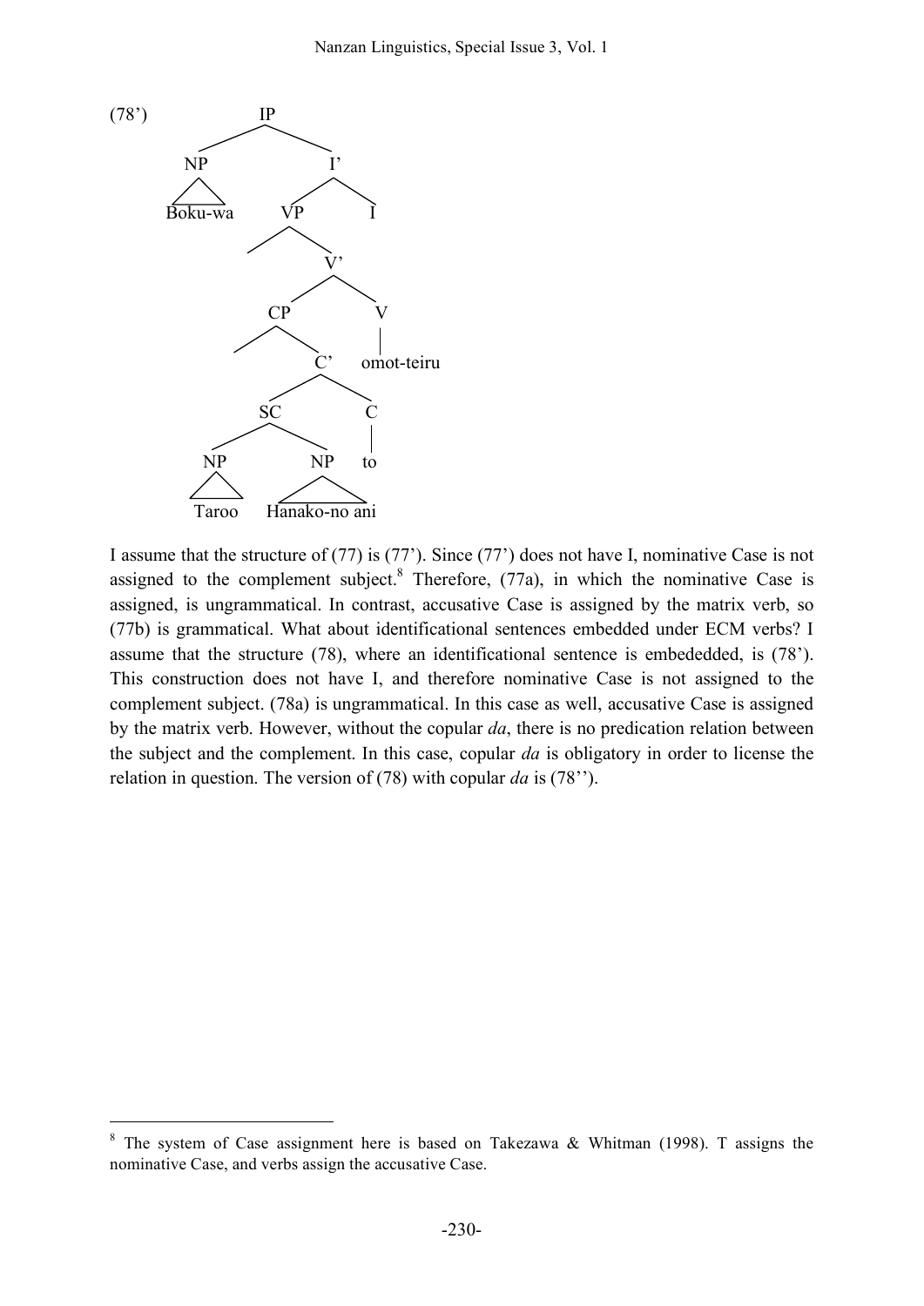(78')

```
                IP
              /    \
            NP      I'
            |      /  \
         Boku-wa  VP   I
                 /  \
                     V'
                    /  \
                  CP    V
                 /  \   |
                     C'  omot-teiru
                    /  \
                  SC    C
                 /  \   |
               NP    NP  to
               |     |
             Taroo  Hanako-no ani
```

I assume that the structure of (77) is (77'). Since (77') does not have I, nominative Case is not assigned to the complement subject.[8] Therefore, (77a), in which the nominative Case is assigned, is ungrammatical. In contrast, accusative Case is assigned by the matrix verb, so (77b) is grammatical. What about identificational sentences embedded under ECM verbs? I assume that the structure (78), where an identificational sentence is embededded, is (78'). This construction does not have I, and therefore nominative Case is not assigned to the complement subject. (78a) is ungrammatical. In this case as well, accusative Case is assigned by the matrix verb. However, without the copular *da*, there is no predication relation between the subject and the complement. In this case, copular *da* is obligatory in order to license the relation in question. The version of (78) with copular *da* is (78'').

[8] The system of Case assignment here is based on Takezawa & Whitman (1998). T assigns the nominative Case, and verbs assign the accusative Case.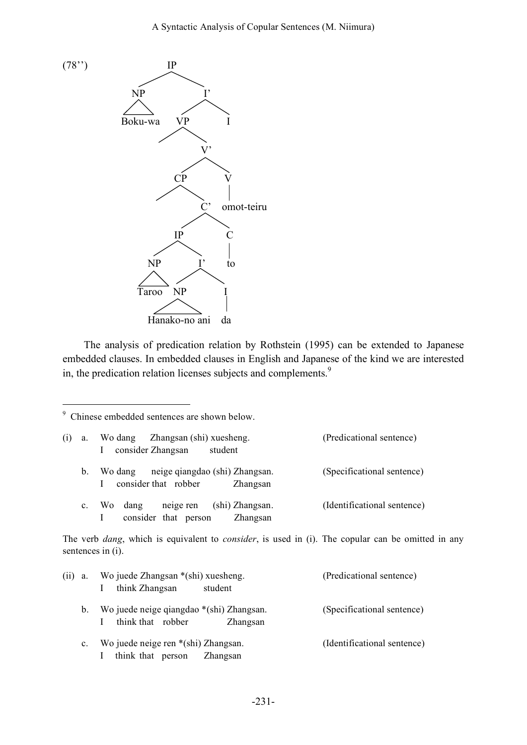(78'')

```
IP
├── NP
│   └── Boku-wa
└── I'
    ├── VP
    │   └── V'
    │       ├── CP
    │       │   └── C'
    │       │       ├── IP
    │       │       │   ├── NP
    │       │       │   │   └── Taroo
    │       │       │   └── I'
    │       │       │       ├── NP
    │       │       │       │   └── Hanako-no ani
    │       │       │       └── I
    │       │       │           └── da
    │       │       └── C
    │       │           └── to
    │       └── V
    │           └── omot-teiru
    └── I
```

The analysis of predication relation by Rothstein (1995) can be extended to Japanese embedded clauses. In embedded clauses in English and Japanese of the kind we are interested in, the predication relation licenses subjects and complements.[9]

---

[9] Chinese embedded sentences are shown below.

(i) a. Wo dang Zhangsan (shi) xuesheng. (Predicational sentence)
I consider Zhangsan student

b. Wo dang neige qiangdao (shi) Zhangsan. (Specificational sentence)
I consider that robber Zhangsan

c. Wo dang neige ren (shi) Zhangsan. (Identificational sentence)
I consider that person Zhangsan

The verb *dang*, which is equivalent to *consider*, is used in (i). The copular can be omitted in any sentences in (i).

(ii) a. Wo juede Zhangsan *(shi) xuesheng. (Predicational sentence)
I think Zhangsan student

b. Wo juede neige qiangdao *(shi) Zhangsan. (Specificational sentence)
I think that robber Zhangsan

c. Wo juede neige ren *(shi) Zhangsan. (Identificational sentence)
I think that person Zhangsan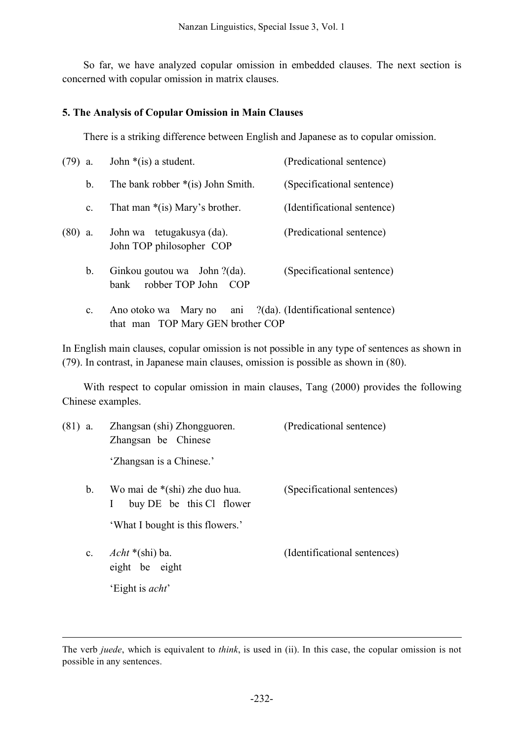So far, we have analyzed copular omission in embedded clauses. The next section is concerned with copular omission in matrix clauses.

## 5. The Analysis of Copular Omission in Main Clauses

There is a striking difference between English and Japanese as to copular omission.

(79) a. John *(is) a student. (Predicational sentence)

b. The bank robber *(is) John Smith. (Specificational sentence)

c. That man *(is) Mary's brother. (Identificational sentence)

(80) a. John wa tetugakusya (da). (Predicational sentence)
John TOP philosopher COP

b. Ginkou goutou wa John ?(da). (Specificational sentence)
bank robber TOP John COP

c. Ano otoko wa Mary no ani ?(da). (Identificational sentence)
that man TOP Mary GEN brother COP

In English main clauses, copular omission is not possible in any type of sentences as shown in (79). In contrast, in Japanese main clauses, omission is possible as shown in (80).

With respect to copular omission in main clauses, Tang (2000) provides the following Chinese examples.

(81) a. Zhangsan (shi) Zhongguoren. (Predicational sentence)
Zhangsan be Chinese
'Zhangsan is a Chinese.'

b. Wo mai de *(shi) zhe duo hua. (Specificational sentences)
I buy DE be this Cl flower
'What I bought is this flowers.'

c. *Acht* *(shi) ba. (Identificational sentences)
eight be eight
'Eight is *acht*'

---

The verb *juede*, which is equivalent to *think*, is used in (ii). In this case, the copular omission is not possible in any sentences.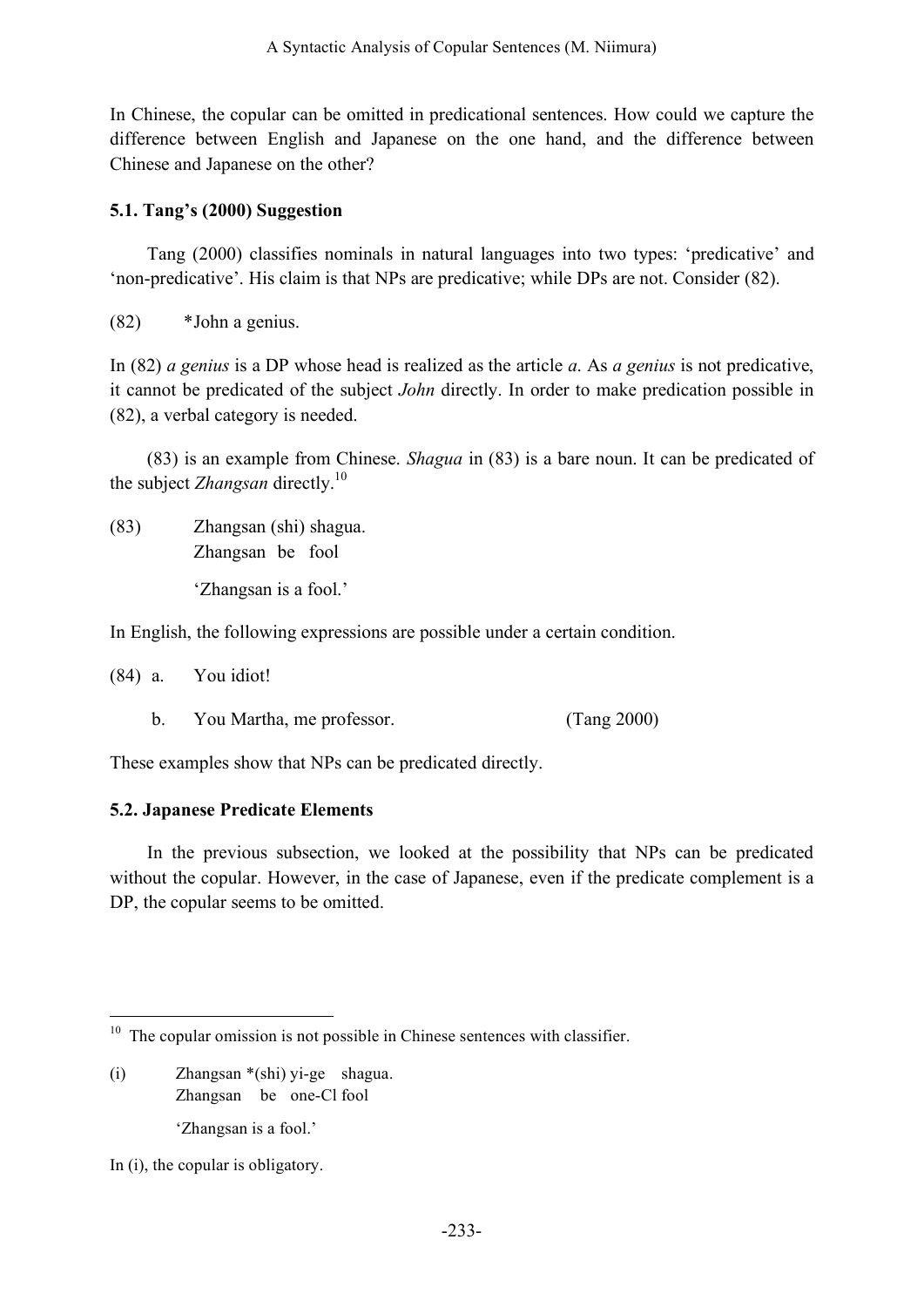In Chinese, the copular can be omitted in predicational sentences. How could we capture the difference between English and Japanese on the one hand, and the difference between Chinese and Japanese on the other?

### 5.1. Tang's (2000) Suggestion

Tang (2000) classifies nominals in natural languages into two types: 'predicative' and 'non-predicative'. His claim is that NPs are predicative; while DPs are not. Consider (82).

(82) *John a genius.

In (82) *a genius* is a DP whose head is realized as the article *a*. As *a genius* is not predicative, it cannot be predicated of the subject *John* directly. In order to make predication possible in (82), a verbal category is needed.

(83) is an example from Chinese. *Shagua* in (83) is a bare noun. It can be predicated of the subject *Zhangsan* directly.[10]

(83) Zhangsan (shi) shagua.
Zhangsan be fool

'Zhangsan is a fool.'

In English, the following expressions are possible under a certain condition.

(84) a. You idiot!

b. You Martha, me professor. (Tang 2000)

These examples show that NPs can be predicated directly.

### 5.2. Japanese Predicate Elements

In the previous subsection, we looked at the possibility that NPs can be predicated without the copular. However, in the case of Japanese, even if the predicate complement is a DP, the copular seems to be omitted.

---

[10] The copular omission is not possible in Chinese sentences with classifier.

(i) Zhangsan *(shi) yi-ge shagua.
Zhangsan be one-Cl fool

'Zhangsan is a fool.'

In (i), the copular is obligatory.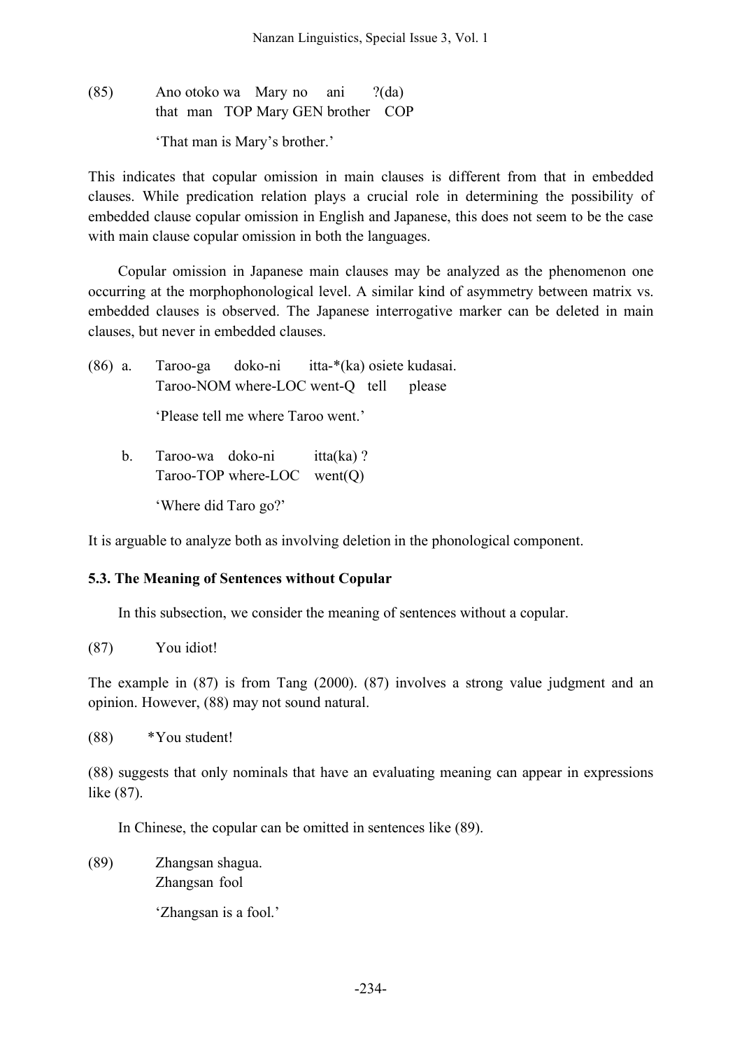(85) Ano otoko wa Mary no ani ?(da)
that man TOP Mary GEN brother COP

'That man is Mary's brother.'

This indicates that copular omission in main clauses is different from that in embedded clauses. While predication relation plays a crucial role in determining the possibility of embedded clause copular omission in English and Japanese, this does not seem to be the case with main clause copular omission in both the languages.

Copular omission in Japanese main clauses may be analyzed as the phenomenon one occurring at the morphophonological level. A similar kind of asymmetry between matrix vs. embedded clauses is observed. The Japanese interrogative marker can be deleted in main clauses, but never in embedded clauses.

(86) a. Taroo-ga doko-ni itta-*(ka) osiete kudasai.
Taroo-NOM where-LOC went-Q tell please

'Please tell me where Taroo went.'

b. Taroo-wa doko-ni itta(ka) ?
Taroo-TOP where-LOC went(Q)

'Where did Taro go?'

It is arguable to analyze both as involving deletion in the phonological component.

### 5.3. The Meaning of Sentences without Copular

In this subsection, we consider the meaning of sentences without a copular.

(87) You idiot!

The example in (87) is from Tang (2000). (87) involves a strong value judgment and an opinion. However, (88) may not sound natural.

(88) *You student!

(88) suggests that only nominals that have an evaluating meaning can appear in expressions like (87).

In Chinese, the copular can be omitted in sentences like (89).

(89) Zhangsan shagua.
Zhangsan fool

'Zhangsan is a fool.'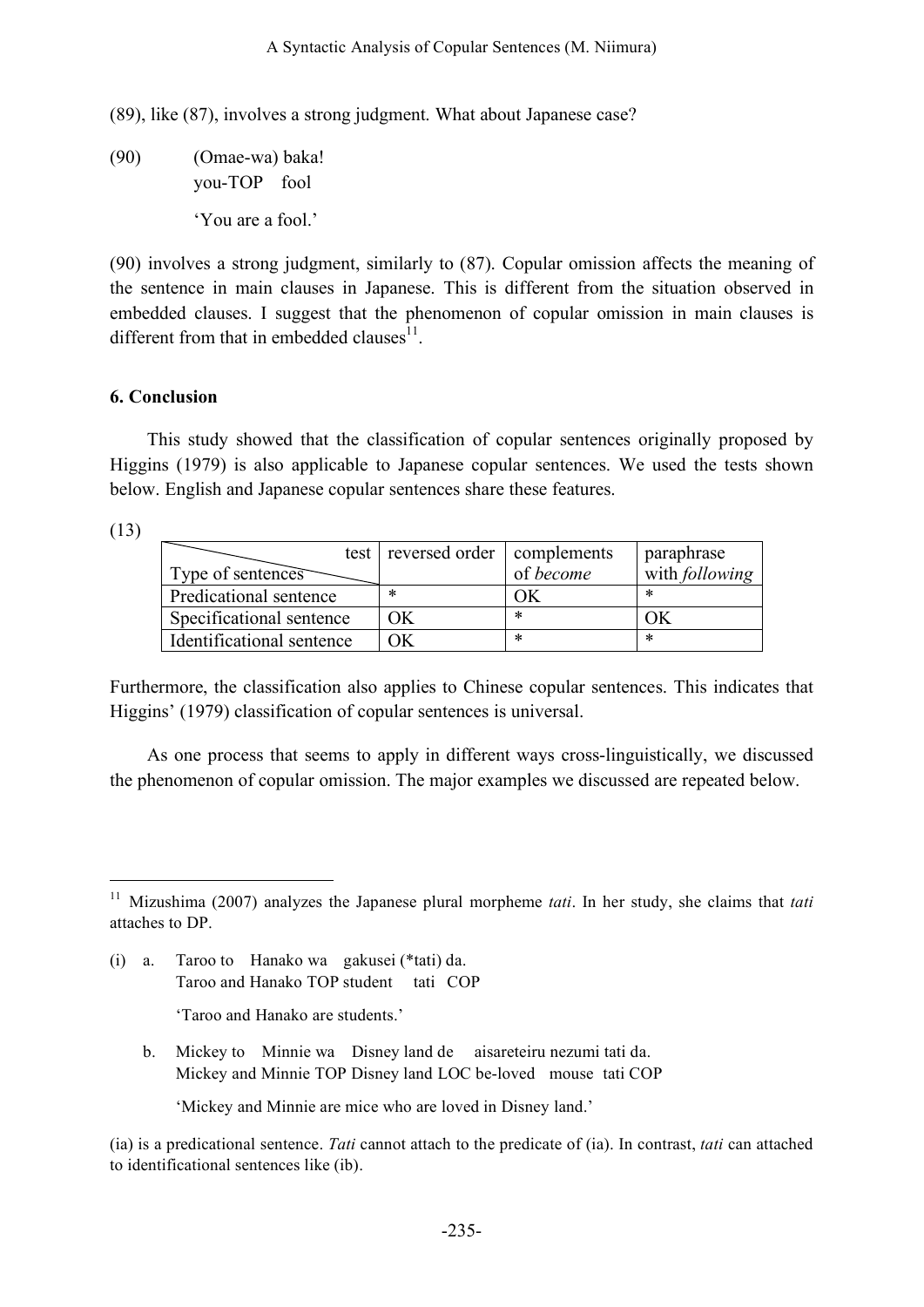(89), like (87), involves a strong judgment. What about Japanese case?

(90) (Omae-wa) baka!
you-TOP fool

'You are a fool.'

(90) involves a strong judgment, similarly to (87). Copular omission affects the meaning of the sentence in main clauses in Japanese. This is different from the situation observed in embedded clauses. I suggest that the phenomenon of copular omission in main clauses is different from that in embedded clauses[11].

## 6. Conclusion

This study showed that the classification of copular sentences originally proposed by Higgins (1979) is also applicable to Japanese copular sentences. We used the tests shown below. English and Japanese copular sentences share these features.

(13)

| Type of sentences \ test | reversed order | complements of *become* | paraphrase with *following* |
|---|---|---|---|
| Predicational sentence | * | OK | * |
| Specificational sentence | OK | * | OK |
| Identificational sentence | OK | * | * |

Furthermore, the classification also applies to Chinese copular sentences. This indicates that Higgins' (1979) classification of copular sentences is universal.

As one process that seems to apply in different ways cross-linguistically, we discussed the phenomenon of copular omission. The major examples we discussed are repeated below.

---

[11] Mizushima (2007) analyzes the Japanese plural morpheme *tati*. In her study, she claims that *tati* attaches to DP.

(i) a. Taroo to Hanako wa gakusei (*tati) da.
Taroo and Hanako TOP student tati COP

'Taroo and Hanako are students.'

b. Mickey to Minnie wa Disney land de aisareteiru nezumi tati da.
Mickey and Minnie TOP Disney land LOC be-loved mouse tati COP

'Mickey and Minnie are mice who are loved in Disney land.'

(ia) is a predicational sentence. *Tati* cannot attach to the predicate of (ia). In contrast, *tati* can attached to identificational sentences like (ib).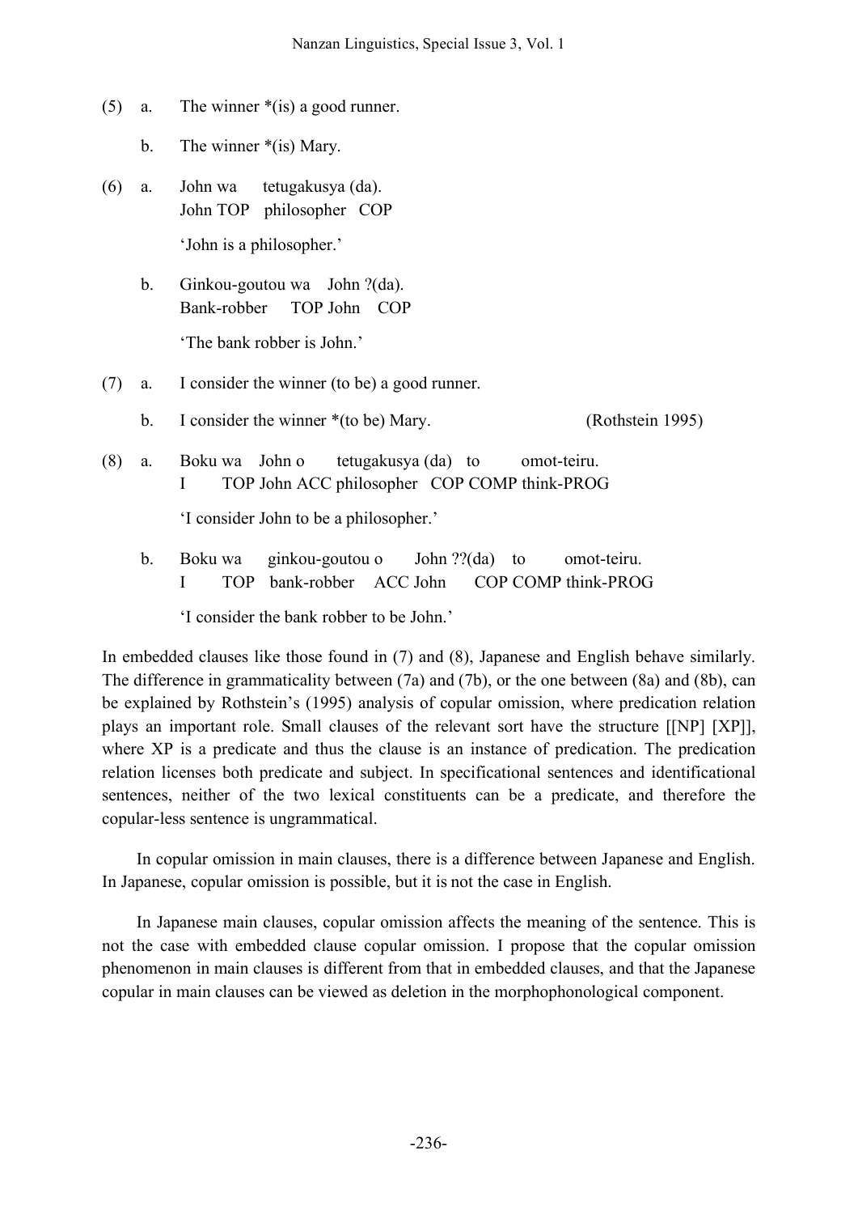(5) a. The winner *(is) a good runner.

b. The winner *(is) Mary.

(6) a. John wa tetugakusya (da).
John TOP philosopher COP

'John is a philosopher.'

b. Ginkou-goutou wa John ?(da).
Bank-robber TOP John COP

'The bank robber is John.'

(7) a. I consider the winner (to be) a good runner.

b. I consider the winner *(to be) Mary. (Rothstein 1995)

(8) a. Boku wa John o tetugakusya (da) to omot-teiru.
I TOP John ACC philosopher COP COMP think-PROG

'I consider John to be a philosopher.'

b. Boku wa ginkou-goutou o John ??(da) to omot-teiru.
I TOP bank-robber ACC John COP COMP think-PROG

'I consider the bank robber to be John.'

In embedded clauses like those found in (7) and (8), Japanese and English behave similarly. The difference in grammaticality between (7a) and (7b), or the one between (8a) and (8b), can be explained by Rothstein's (1995) analysis of copular omission, where predication relation plays an important role. Small clauses of the relevant sort have the structure [[NP] [XP]], where XP is a predicate and thus the clause is an instance of predication. The predication relation licenses both predicate and subject. In specificational sentences and identificational sentences, neither of the two lexical constituents can be a predicate, and therefore the copular-less sentence is ungrammatical.

In copular omission in main clauses, there is a difference between Japanese and English. In Japanese, copular omission is possible, but it is not the case in English.

In Japanese main clauses, copular omission affects the meaning of the sentence. This is not the case with embedded clause copular omission. I propose that the copular omission phenomenon in main clauses is different from that in embedded clauses, and that the Japanese copular in main clauses can be viewed as deletion in the morphophonological component.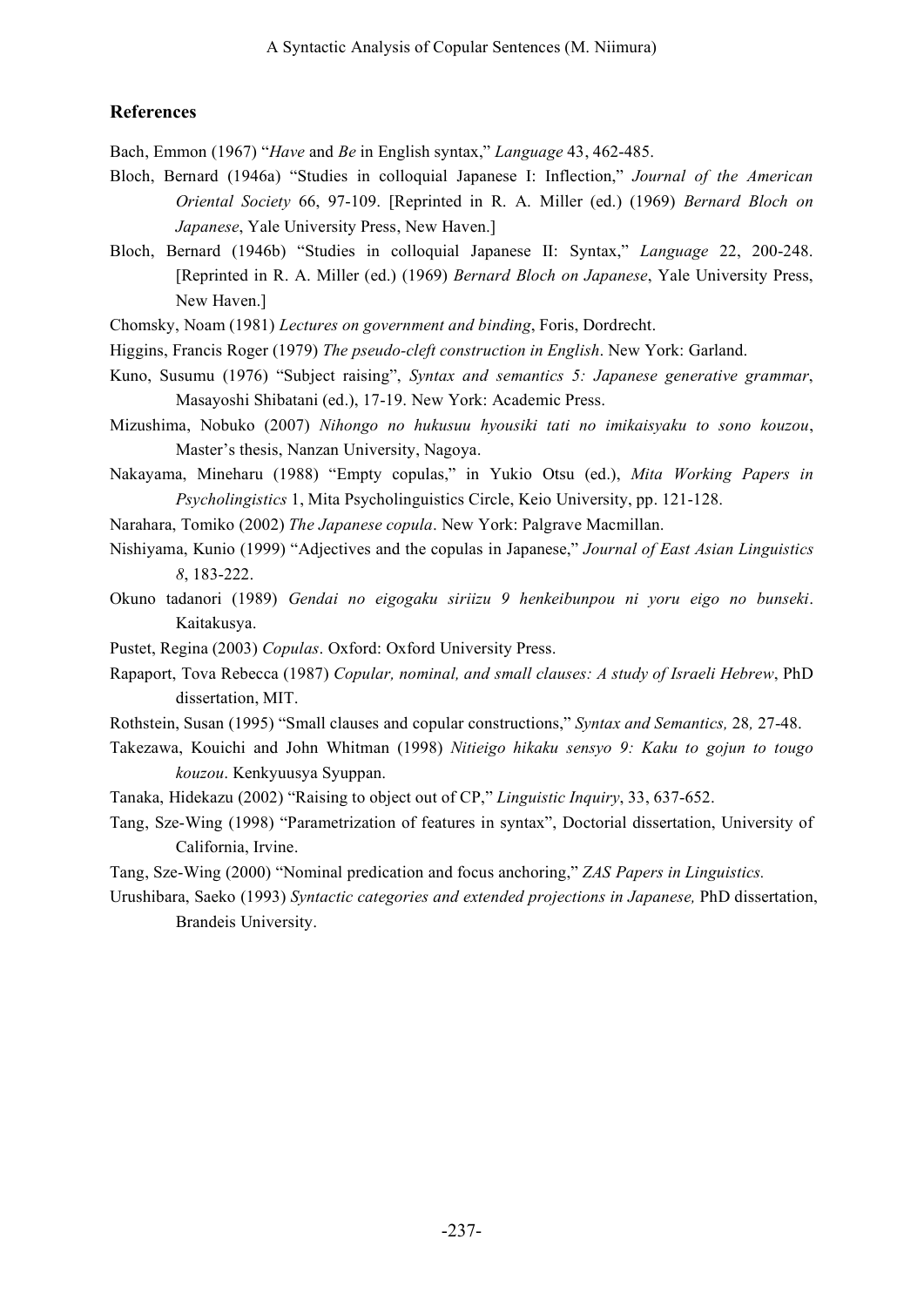## References

Bach, Emmon (1967) "*Have* and *Be* in English syntax," *Language* 43, 462-485.

Bloch, Bernard (1946a) "Studies in colloquial Japanese I: Inflection," *Journal of the American Oriental Society* 66, 97-109. [Reprinted in R. A. Miller (ed.) (1969) *Bernard Bloch on Japanese*, Yale University Press, New Haven.]

Bloch, Bernard (1946b) "Studies in colloquial Japanese II: Syntax," *Language* 22, 200-248. [Reprinted in R. A. Miller (ed.) (1969) *Bernard Bloch on Japanese*, Yale University Press, New Haven.]

Chomsky, Noam (1981) *Lectures on government and binding*, Foris, Dordrecht.

Higgins, Francis Roger (1979) *The pseudo-cleft construction in English*. New York: Garland.

Kuno, Susumu (1976) "Subject raising", *Syntax and semantics 5: Japanese generative grammar*, Masayoshi Shibatani (ed.), 17-19. New York: Academic Press.

Mizushima, Nobuko (2007) *Nihongo no hukusuu hyousiki tati no imikaisyaku to sono kouzou*, Master's thesis, Nanzan University, Nagoya.

Nakayama, Mineharu (1988) "Empty copulas," in Yukio Otsu (ed.), *Mita Working Papers in Psycholingistics* 1, Mita Psycholinguistics Circle, Keio University, pp. 121-128.

Narahara, Tomiko (2002) *The Japanese copula*. New York: Palgrave Macmillan.

Nishiyama, Kunio (1999) "Adjectives and the copulas in Japanese," *Journal of East Asian Linguistics 8*, 183-222.

Okuno tadanori (1989) *Gendai no eigogaku siriizu 9 henkeibunpou ni yoru eigo no bunseki*. Kaitakusya.

Pustet, Regina (2003) *Copulas*. Oxford: Oxford University Press.

Rapaport, Tova Rebecca (1987) *Copular, nominal, and small clauses: A study of Israeli Hebrew*, PhD dissertation, MIT.

Rothstein, Susan (1995) "Small clauses and copular constructions," *Syntax and Semantics,* 28*,* 27-48.

Takezawa, Kouichi and John Whitman (1998) *Nitieigo hikaku sensyo 9: Kaku to gojun to tougo kouzou*. Kenkyuusya Syuppan.

Tanaka, Hidekazu (2002) "Raising to object out of CP," *Linguistic Inquiry*, 33, 637-652.

Tang, Sze-Wing (1998) "Parametrization of features in syntax", Doctorial dissertation, University of California, Irvine.

Tang, Sze-Wing (2000) "Nominal predication and focus anchoring," *ZAS Papers in Linguistics.*

Urushibara, Saeko (1993) *Syntactic categories and extended projections in Japanese,* PhD dissertation, Brandeis University.